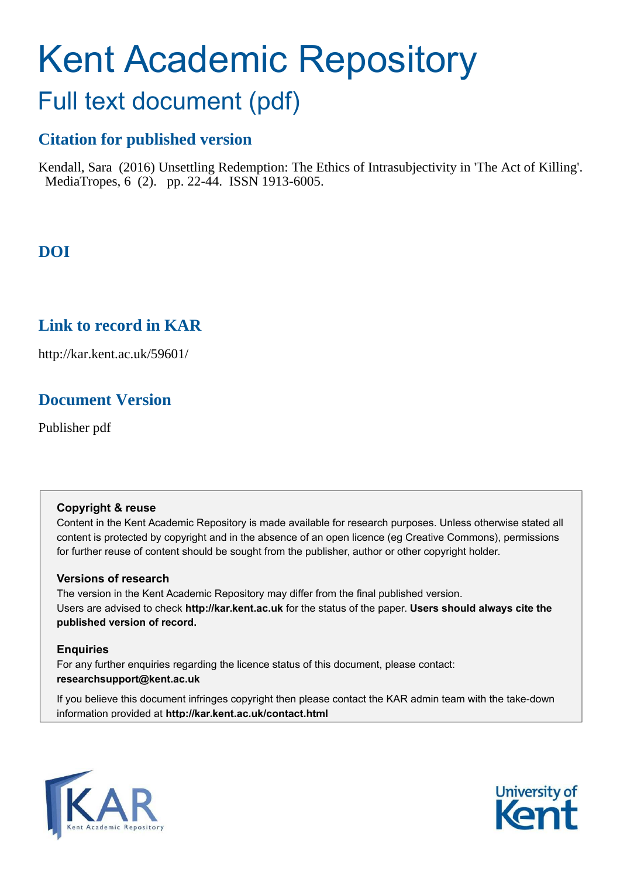# Kent Academic Repository

## Full text document (pdf)

### Citation for published version

Kendall, Sara (2016) Unsettling Redemption: The Ethics of Intrasubjectivity in 'The Act of Killing'. MediaTropes, 6 (2). pp. 22-44. ISSN 1913-6005.

### DOI

### Link to record in KAR

http://kar.kent.ac.uk/59601/

### Document Version

Publisher pdf

**Copyright & reuse**

Content in the Kent Academic Repository is made available for research purposes. Unless otherwise stated all content is protected by copyright and in the absence of an open licence (eg Creative Commons), permissions for further reuse of content should be sought from the publisher, author or other copyright holder.

**Versions of research**

The version in the Kent Academic Repository may differ from the final published version. Users are advised to check **http://kar.kent.ac.uk** for the status of the paper. **Users should always cite the published version of record.**

**Enquiries**

For any further enquiries regarding the licence status of this document, please contact: **researchsupport@kent.ac.uk**

If you believe this document infringes copyright then please contact the KAR admin team with the take-down information provided at **http://kar.kent.ac.uk/contact.html**

KAR Kent Academic Repository

University of Kent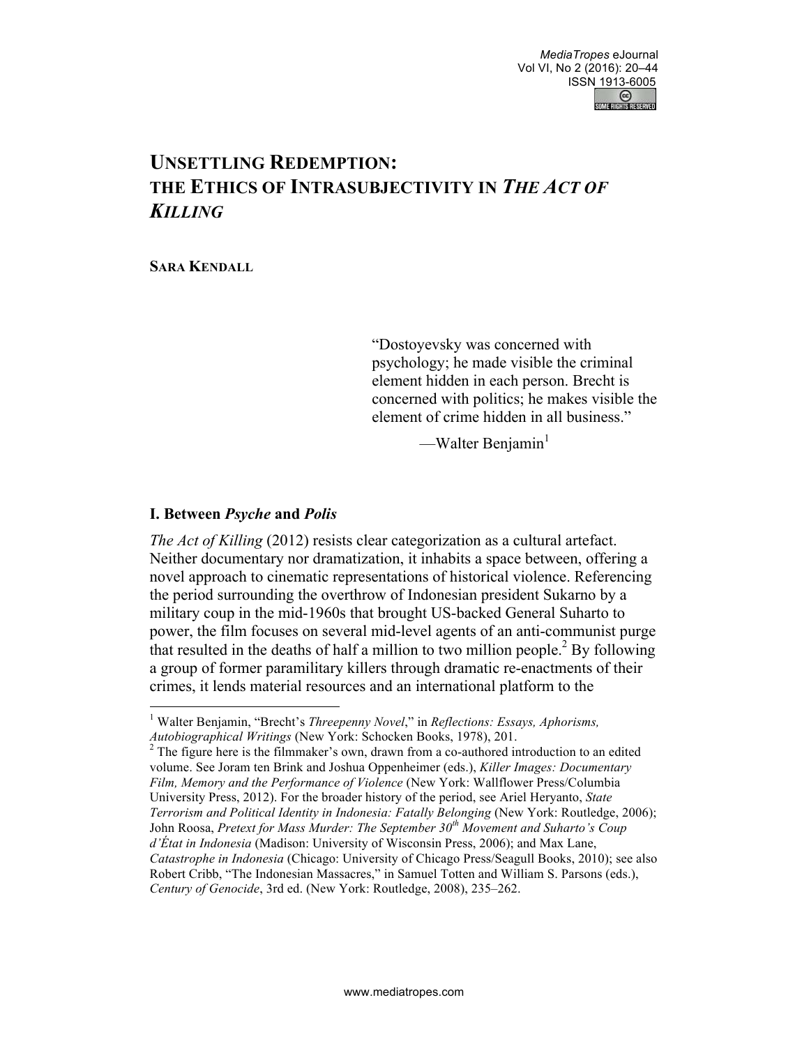# UNSETTLING REDEMPTION: THE ETHICS OF INTRASUBJECTIVITY IN *THE ACT OF KILLING*

**SARA KENDALL**

> "Dostoyevsky was concerned with psychology; he made visible the criminal element hidden in each person. Brecht is concerned with politics; he makes visible the element of crime hidden in all business."
>
> —Walter Benjamin[1]

## I. Between *Psyche* and *Polis*

*The Act of Killing* (2012) resists clear categorization as a cultural artefact. Neither documentary nor dramatization, it inhabits a space between, offering a novel approach to cinematic representations of historical violence. Referencing the period surrounding the overthrow of Indonesian president Sukarno by a military coup in the mid-1960s that brought US-backed General Suharto to power, the film focuses on several mid-level agents of an anti-communist purge that resulted in the deaths of half a million to two million people.[2] By following a group of former paramilitary killers through dramatic re-enactments of their crimes, it lends material resources and an international platform to the

---

[1] Walter Benjamin, "Brecht's *Threepenny Novel*," in *Reflections: Essays, Aphorisms, Autobiographical Writings* (New York: Schocken Books, 1978), 201.

[2] The figure here is the filmmaker's own, drawn from a co-authored introduction to an edited volume. See Joram ten Brink and Joshua Oppenheimer (eds.), *Killer Images: Documentary Film, Memory and the Performance of Violence* (New York: Wallflower Press/Columbia University Press, 2012). For the broader history of the period, see Ariel Heryanto, *State Terrorism and Political Identity in Indonesia: Fatally Belonging* (New York: Routledge, 2006); John Roosa, *Pretext for Mass Murder: The September 30th Movement and Suharto's Coup d'État in Indonesia* (Madison: University of Wisconsin Press, 2006); and Max Lane, *Catastrophe in Indonesia* (Chicago: University of Chicago Press/Seagull Books, 2010); see also Robert Cribb, "The Indonesian Massacres," in Samuel Totten and William S. Parsons (eds.), *Century of Genocide*, 3rd ed. (New York: Routledge, 2008), 235–262.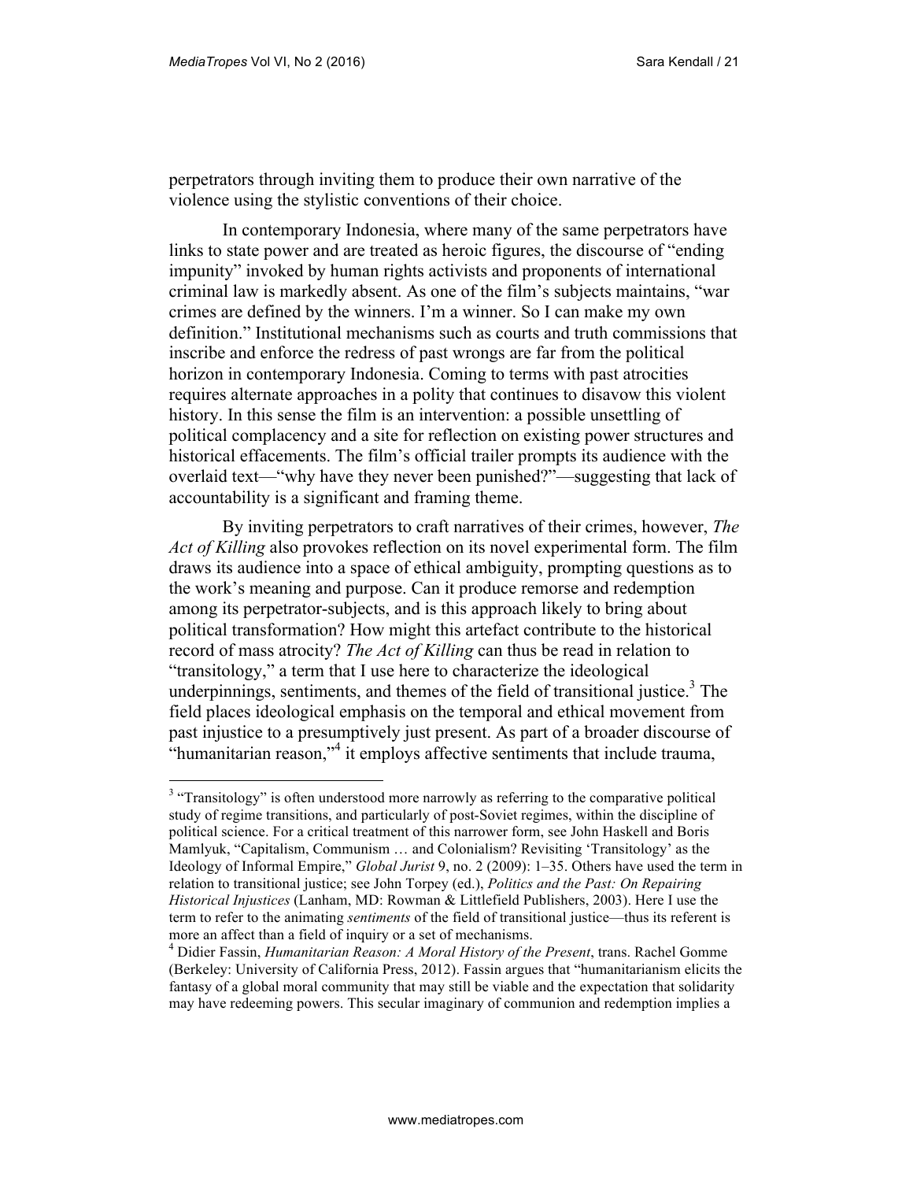perpetrators through inviting them to produce their own narrative of the violence using the stylistic conventions of their choice.

In contemporary Indonesia, where many of the same perpetrators have links to state power and are treated as heroic figures, the discourse of "ending impunity" invoked by human rights activists and proponents of international criminal law is markedly absent. As one of the film's subjects maintains, "war crimes are defined by the winners. I'm a winner. So I can make my own definition." Institutional mechanisms such as courts and truth commissions that inscribe and enforce the redress of past wrongs are far from the political horizon in contemporary Indonesia. Coming to terms with past atrocities requires alternate approaches in a polity that continues to disavow this violent history. In this sense the film is an intervention: a possible unsettling of political complacency and a site for reflection on existing power structures and historical effacements. The film's official trailer prompts its audience with the overlaid text—"why have they never been punished?"—suggesting that lack of accountability is a significant and framing theme.

By inviting perpetrators to craft narratives of their crimes, however, *The Act of Killing* also provokes reflection on its novel experimental form. The film draws its audience into a space of ethical ambiguity, prompting questions as to the work's meaning and purpose. Can it produce remorse and redemption among its perpetrator-subjects, and is this approach likely to bring about political transformation? How might this artefact contribute to the historical record of mass atrocity? *The Act of Killing* can thus be read in relation to "transitology," a term that I use here to characterize the ideological underpinnings, sentiments, and themes of the field of transitional justice.[3] The field places ideological emphasis on the temporal and ethical movement from past injustice to a presumptively just present. As part of a broader discourse of "humanitarian reason,"[4] it employs affective sentiments that include trauma,

---

[3] "Transitology" is often understood more narrowly as referring to the comparative political study of regime transitions, and particularly of post-Soviet regimes, within the discipline of political science. For a critical treatment of this narrower form, see John Haskell and Boris Mamlyuk, "Capitalism, Communism … and Colonialism? Revisiting 'Transitology' as the Ideology of Informal Empire," *Global Jurist* 9, no. 2 (2009): 1–35. Others have used the term in relation to transitional justice; see John Torpey (ed.), *Politics and the Past: On Repairing Historical Injustices* (Lanham, MD: Rowman & Littlefield Publishers, 2003). Here I use the term to refer to the animating *sentiments* of the field of transitional justice—thus its referent is more an affect than a field of inquiry or a set of mechanisms.

[4] Didier Fassin, *Humanitarian Reason: A Moral History of the Present*, trans. Rachel Gomme (Berkeley: University of California Press, 2012). Fassin argues that "humanitarianism elicits the fantasy of a global moral community that may still be viable and the expectation that solidarity may have redeeming powers. This secular imaginary of communion and redemption implies a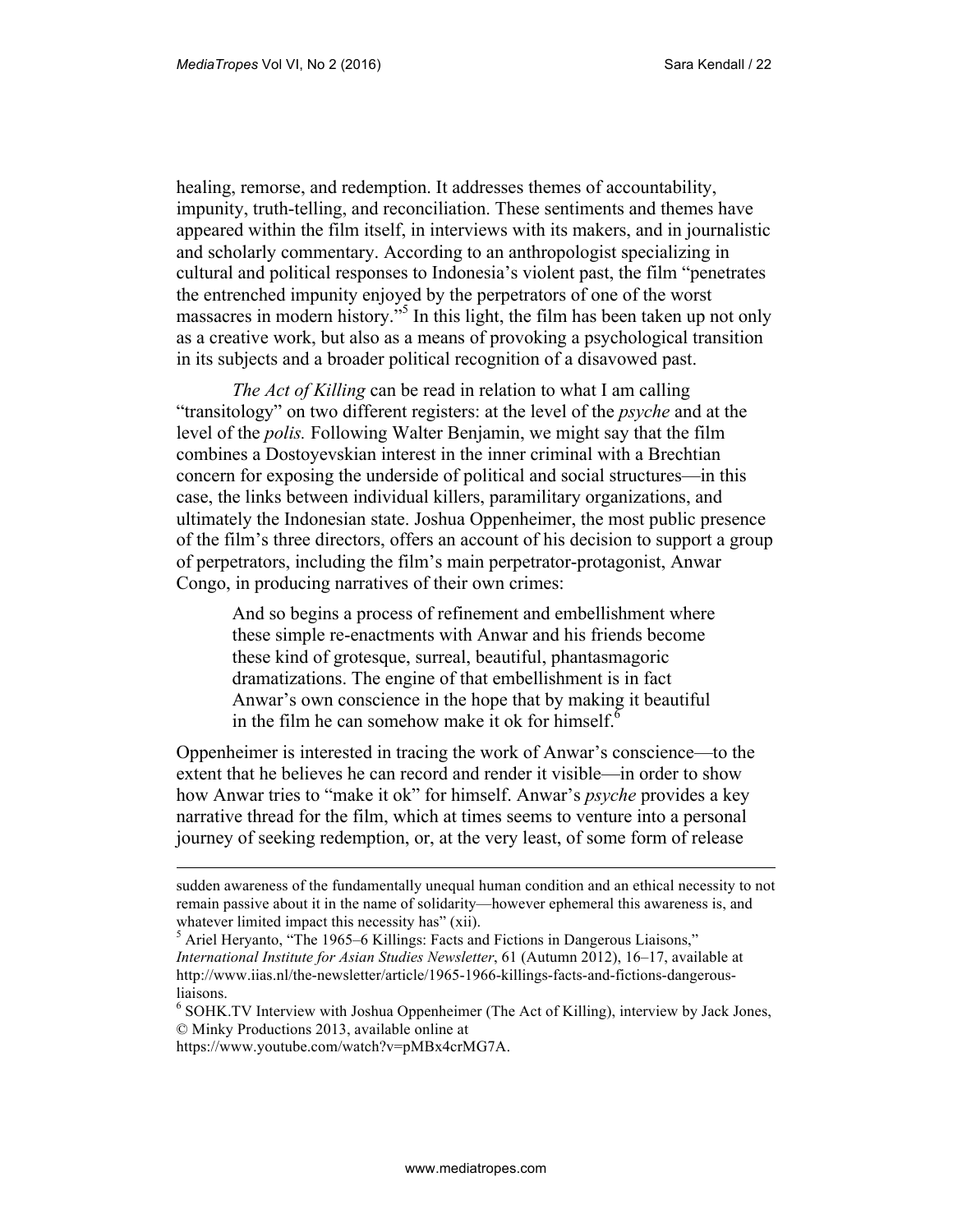healing, remorse, and redemption. It addresses themes of accountability, impunity, truth-telling, and reconciliation. These sentiments and themes have appeared within the film itself, in interviews with its makers, and in journalistic and scholarly commentary. According to an anthropologist specializing in cultural and political responses to Indonesia's violent past, the film "penetrates the entrenched impunity enjoyed by the perpetrators of one of the worst massacres in modern history."[5] In this light, the film has been taken up not only as a creative work, but also as a means of provoking a psychological transition in its subjects and a broader political recognition of a disavowed past.

*The Act of Killing* can be read in relation to what I am calling "transitology" on two different registers: at the level of the *psyche* and at the level of the *polis.* Following Walter Benjamin, we might say that the film combines a Dostoyevskian interest in the inner criminal with a Brechtian concern for exposing the underside of political and social structures—in this case, the links between individual killers, paramilitary organizations, and ultimately the Indonesian state. Joshua Oppenheimer, the most public presence of the film's three directors, offers an account of his decision to support a group of perpetrators, including the film's main perpetrator-protagonist, Anwar Congo, in producing narratives of their own crimes:

> And so begins a process of refinement and embellishment where these simple re-enactments with Anwar and his friends become these kind of grotesque, surreal, beautiful, phantasmagoric dramatizations. The engine of that embellishment is in fact Anwar's own conscience in the hope that by making it beautiful in the film he can somehow make it ok for himself.[6]

Oppenheimer is interested in tracing the work of Anwar's conscience—to the extent that he believes he can record and render it visible—in order to show how Anwar tries to "make it ok" for himself. Anwar's *psyche* provides a key narrative thread for the film, which at times seems to venture into a personal journey of seeking redemption, or, at the very least, of some form of release

---

sudden awareness of the fundamentally unequal human condition and an ethical necessity to not remain passive about it in the name of solidarity—however ephemeral this awareness is, and whatever limited impact this necessity has" (xii).

[5] Ariel Heryanto, "The 1965–6 Killings: Facts and Fictions in Dangerous Liaisons," *International Institute for Asian Studies Newsletter*, 61 (Autumn 2012), 16–17, available at http://www.iias.nl/the-newsletter/article/1965-1966-killings-facts-and-fictions-dangerous-liaisons.

[6] SOHK.TV Interview with Joshua Oppenheimer (The Act of Killing), interview by Jack Jones, © Minky Productions 2013, available online at https://www.youtube.com/watch?v=pMBx4crMG7A.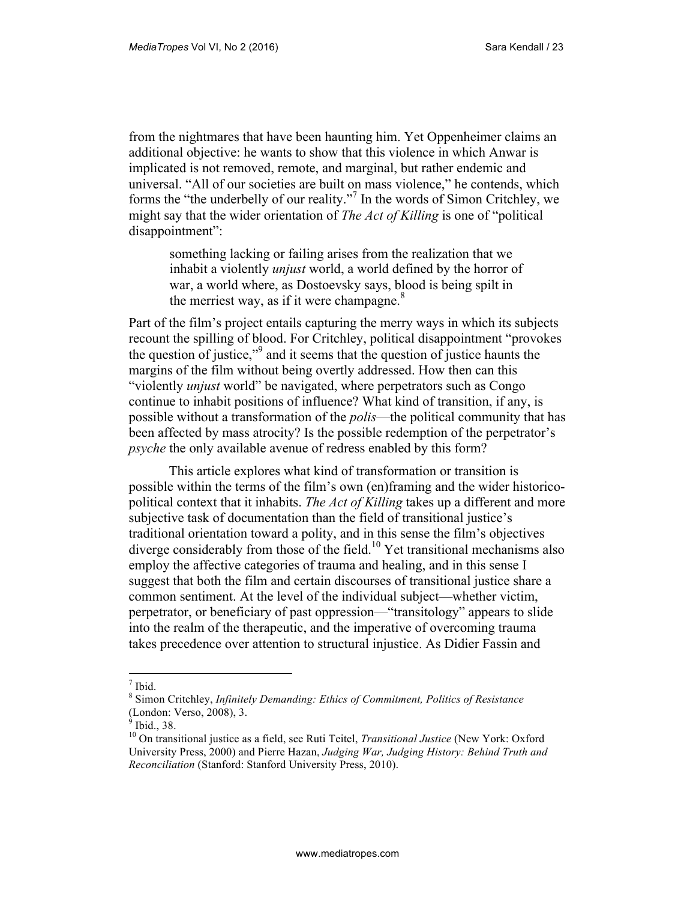from the nightmares that have been haunting him. Yet Oppenheimer claims an additional objective: he wants to show that this violence in which Anwar is implicated is not removed, remote, and marginal, but rather endemic and universal. "All of our societies are built on mass violence," he contends, which forms the "the underbelly of our reality."[7] In the words of Simon Critchley, we might say that the wider orientation of *The Act of Killing* is one of "political disappointment":

> something lacking or failing arises from the realization that we inhabit a violently *unjust* world, a world defined by the horror of war, a world where, as Dostoevsky says, blood is being spilt in the merriest way, as if it were champagne.[8]

Part of the film's project entails capturing the merry ways in which its subjects recount the spilling of blood. For Critchley, political disappointment "provokes the question of justice,"[9] and it seems that the question of justice haunts the margins of the film without being overtly addressed. How then can this "violently *unjust* world" be navigated, where perpetrators such as Congo continue to inhabit positions of influence? What kind of transition, if any, is possible without a transformation of the *polis*—the political community that has been affected by mass atrocity? Is the possible redemption of the perpetrator's *psyche* the only available avenue of redress enabled by this form?

This article explores what kind of transformation or transition is possible within the terms of the film's own (en)framing and the wider historico-political context that it inhabits. *The Act of Killing* takes up a different and more subjective task of documentation than the field of transitional justice's traditional orientation toward a polity, and in this sense the film's objectives diverge considerably from those of the field.[10] Yet transitional mechanisms also employ the affective categories of trauma and healing, and in this sense I suggest that both the film and certain discourses of transitional justice share a common sentiment. At the level of the individual subject—whether victim, perpetrator, or beneficiary of past oppression—"transitology" appears to slide into the realm of the therapeutic, and the imperative of overcoming trauma takes precedence over attention to structural injustice. As Didier Fassin and

---

[7] Ibid.

[8] Simon Critchley, *Infinitely Demanding: Ethics of Commitment, Politics of Resistance* (London: Verso, 2008), 3.

[9] Ibid., 38.

[10] On transitional justice as a field, see Ruti Teitel, *Transitional Justice* (New York: Oxford University Press, 2000) and Pierre Hazan, *Judging War, Judging History: Behind Truth and Reconciliation* (Stanford: Stanford University Press, 2010).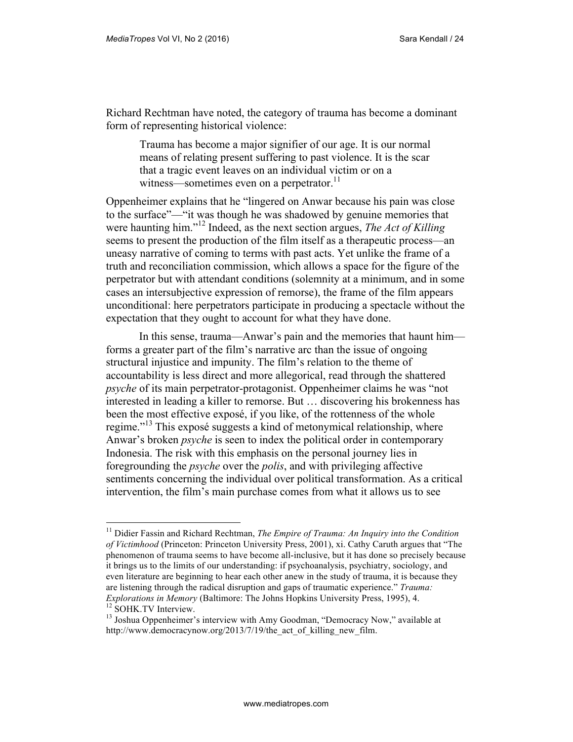Richard Rechtman have noted, the category of trauma has become a dominant form of representing historical violence:

> Trauma has become a major signifier of our age. It is our normal means of relating present suffering to past violence. It is the scar that a tragic event leaves on an individual victim or on a witness—sometimes even on a perpetrator.[11]

Oppenheimer explains that he "lingered on Anwar because his pain was close to the surface"—"it was though he was shadowed by genuine memories that were haunting him."[12] Indeed, as the next section argues, *The Act of Killing* seems to present the production of the film itself as a therapeutic process—an uneasy narrative of coming to terms with past acts. Yet unlike the frame of a truth and reconciliation commission, which allows a space for the figure of the perpetrator but with attendant conditions (solemnity at a minimum, and in some cases an intersubjective expression of remorse), the frame of the film appears unconditional: here perpetrators participate in producing a spectacle without the expectation that they ought to account for what they have done.

In this sense, trauma—Anwar's pain and the memories that haunt him—forms a greater part of the film's narrative arc than the issue of ongoing structural injustice and impunity. The film's relation to the theme of accountability is less direct and more allegorical, read through the shattered *psyche* of its main perpetrator-protagonist. Oppenheimer claims he was "not interested in leading a killer to remorse. But … discovering his brokenness has been the most effective exposé, if you like, of the rottenness of the whole regime."[13] This exposé suggests a kind of metonymical relationship, where Anwar's broken *psyche* is seen to index the political order in contemporary Indonesia. The risk with this emphasis on the personal journey lies in foregrounding the *psyche* over the *polis*, and with privileging affective sentiments concerning the individual over political transformation. As a critical intervention, the film's main purchase comes from what it allows us to see

---

[11] Didier Fassin and Richard Rechtman, *The Empire of Trauma: An Inquiry into the Condition of Victimhood* (Princeton: Princeton University Press, 2001), xi. Cathy Caruth argues that "The phenomenon of trauma seems to have become all-inclusive, but it has done so precisely because it brings us to the limits of our understanding: if psychoanalysis, psychiatry, sociology, and even literature are beginning to hear each other anew in the study of trauma, it is because they are listening through the radical disruption and gaps of traumatic experience." *Trauma: Explorations in Memory* (Baltimore: The Johns Hopkins University Press, 1995), 4.

[12] SOHK.TV Interview.

[13] Joshua Oppenheimer's interview with Amy Goodman, "Democracy Now," available at http://www.democracynow.org/2013/7/19/the_act_of_killing_new_film.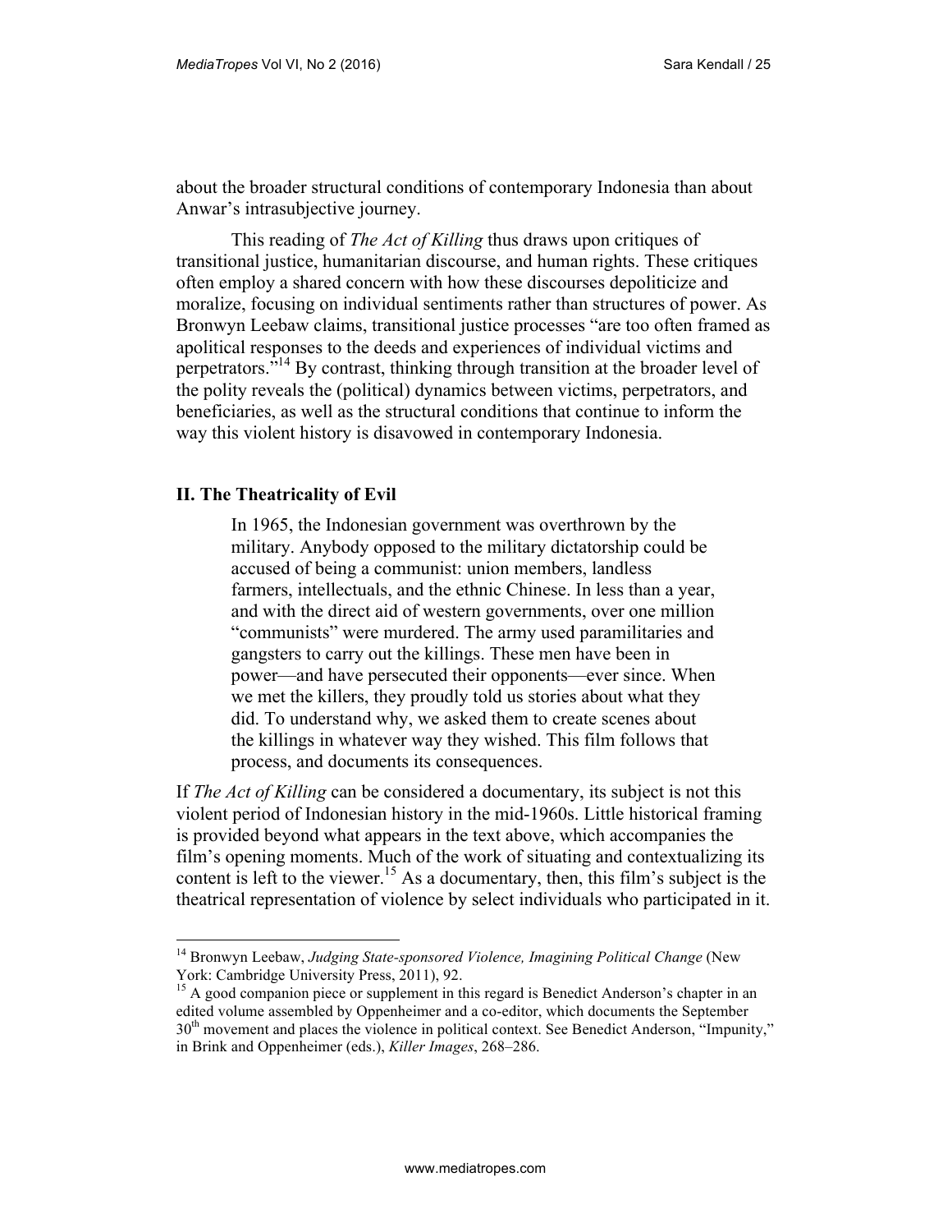about the broader structural conditions of contemporary Indonesia than about Anwar's intrasubjective journey.

This reading of *The Act of Killing* thus draws upon critiques of transitional justice, humanitarian discourse, and human rights. These critiques often employ a shared concern with how these discourses depoliticize and moralize, focusing on individual sentiments rather than structures of power. As Bronwyn Leebaw claims, transitional justice processes "are too often framed as apolitical responses to the deeds and experiences of individual victims and perpetrators."[14] By contrast, thinking through transition at the broader level of the polity reveals the (political) dynamics between victims, perpetrators, and beneficiaries, as well as the structural conditions that continue to inform the way this violent history is disavowed in contemporary Indonesia.

## II. The Theatricality of Evil

> In 1965, the Indonesian government was overthrown by the military. Anybody opposed to the military dictatorship could be accused of being a communist: union members, landless farmers, intellectuals, and the ethnic Chinese. In less than a year, and with the direct aid of western governments, over one million "communists" were murdered. The army used paramilitaries and gangsters to carry out the killings. These men have been in power—and have persecuted their opponents—ever since. When we met the killers, they proudly told us stories about what they did. To understand why, we asked them to create scenes about the killings in whatever way they wished. This film follows that process, and documents its consequences.

If *The Act of Killing* can be considered a documentary, its subject is not this violent period of Indonesian history in the mid-1960s. Little historical framing is provided beyond what appears in the text above, which accompanies the film's opening moments. Much of the work of situating and contextualizing its content is left to the viewer.[15] As a documentary, then, this film's subject is the theatrical representation of violence by select individuals who participated in it.

---

[14] Bronwyn Leebaw, *Judging State-sponsored Violence, Imagining Political Change* (New York: Cambridge University Press, 2011), 92.

[15] A good companion piece or supplement in this regard is Benedict Anderson's chapter in an edited volume assembled by Oppenheimer and a co-editor, which documents the September 30th movement and places the violence in political context. See Benedict Anderson, "Impunity," in Brink and Oppenheimer (eds.), *Killer Images*, 268–286.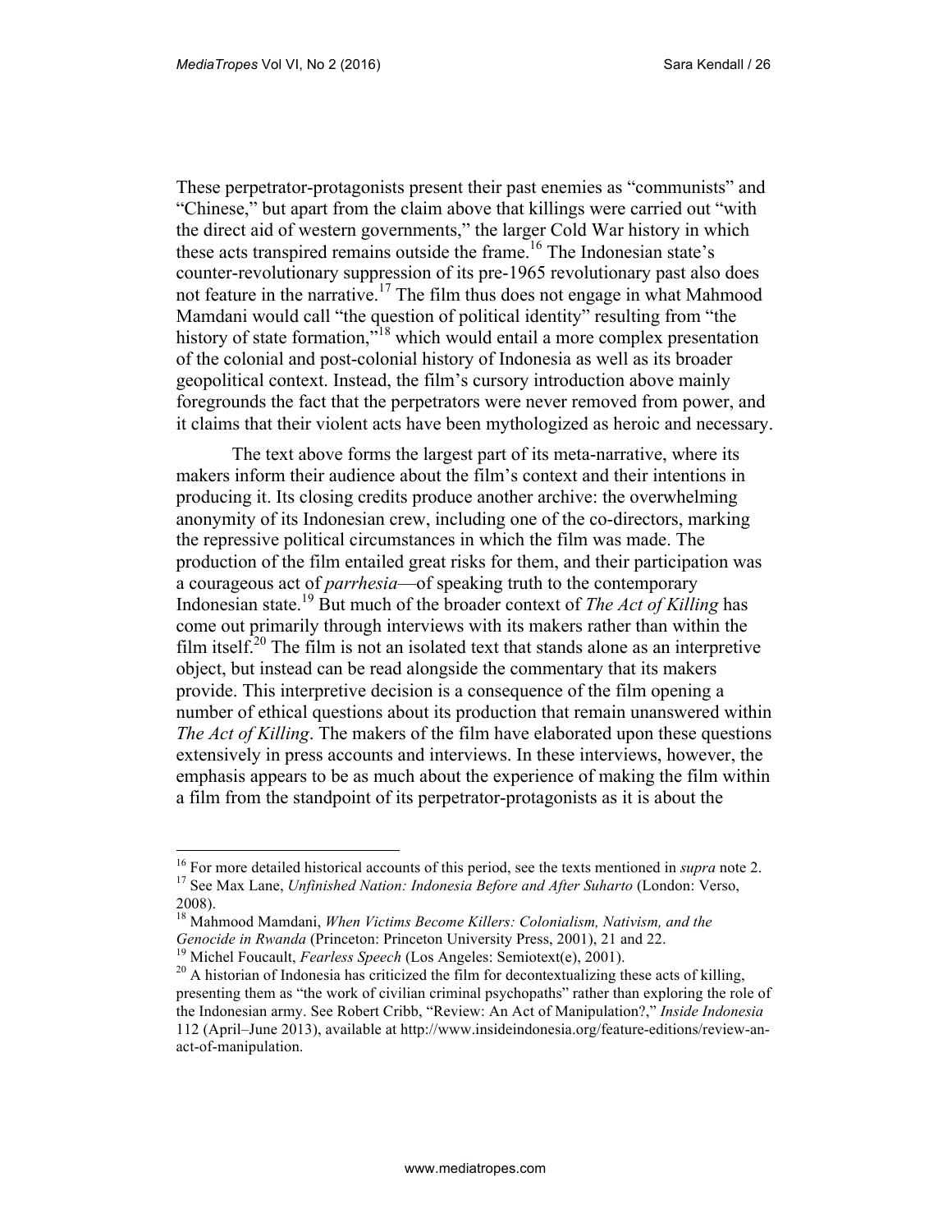These perpetrator-protagonists present their past enemies as "communists" and "Chinese," but apart from the claim above that killings were carried out "with the direct aid of western governments," the larger Cold War history in which these acts transpired remains outside the frame.[16] The Indonesian state's counter-revolutionary suppression of its pre-1965 revolutionary past also does not feature in the narrative.[17] The film thus does not engage in what Mahmood Mamdani would call "the question of political identity" resulting from "the history of state formation,"[18] which would entail a more complex presentation of the colonial and post-colonial history of Indonesia as well as its broader geopolitical context. Instead, the film's cursory introduction above mainly foregrounds the fact that the perpetrators were never removed from power, and it claims that their violent acts have been mythologized as heroic and necessary.

The text above forms the largest part of its meta-narrative, where its makers inform their audience about the film's context and their intentions in producing it. Its closing credits produce another archive: the overwhelming anonymity of its Indonesian crew, including one of the co-directors, marking the repressive political circumstances in which the film was made. The production of the film entailed great risks for them, and their participation was a courageous act of *parrhesia*—of speaking truth to the contemporary Indonesian state.[19] But much of the broader context of *The Act of Killing* has come out primarily through interviews with its makers rather than within the film itself.[20] The film is not an isolated text that stands alone as an interpretive object, but instead can be read alongside the commentary that its makers provide. This interpretive decision is a consequence of the film opening a number of ethical questions about its production that remain unanswered within *The Act of Killing*. The makers of the film have elaborated upon these questions extensively in press accounts and interviews. In these interviews, however, the emphasis appears to be as much about the experience of making the film within a film from the standpoint of its perpetrator-protagonists as it is about the

---

[16] For more detailed historical accounts of this period, see the texts mentioned in *supra* note 2.

[17] See Max Lane, *Unfinished Nation: Indonesia Before and After Suharto* (London: Verso, 2008).

[18] Mahmood Mamdani, *When Victims Become Killers: Colonialism, Nativism, and the Genocide in Rwanda* (Princeton: Princeton University Press, 2001), 21 and 22.

[19] Michel Foucault, *Fearless Speech* (Los Angeles: Semiotext(e), 2001).

[20] A historian of Indonesia has criticized the film for decontextualizing these acts of killing, presenting them as "the work of civilian criminal psychopaths" rather than exploring the role of the Indonesian army. See Robert Cribb, "Review: An Act of Manipulation?," *Inside Indonesia* 112 (April–June 2013), available at http://www.insideindonesia.org/feature-editions/review-an-act-of-manipulation.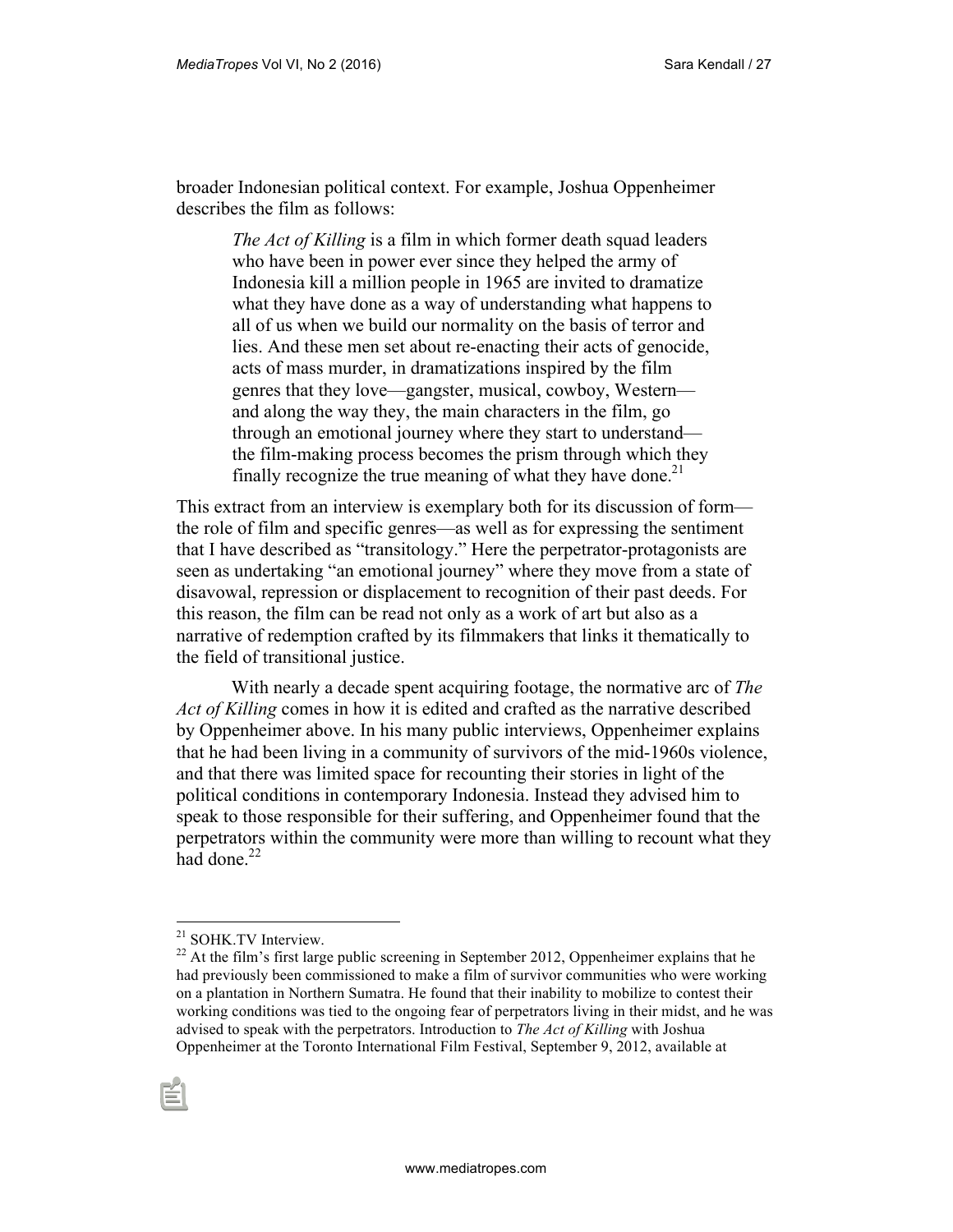broader Indonesian political context. For example, Joshua Oppenheimer describes the film as follows:

> *The Act of Killing* is a film in which former death squad leaders who have been in power ever since they helped the army of Indonesia kill a million people in 1965 are invited to dramatize what they have done as a way of understanding what happens to all of us when we build our normality on the basis of terror and lies. And these men set about re-enacting their acts of genocide, acts of mass murder, in dramatizations inspired by the film genres that they love—gangster, musical, cowboy, Western—and along the way they, the main characters in the film, go through an emotional journey where they start to understand—the film-making process becomes the prism through which they finally recognize the true meaning of what they have done.[21]

This extract from an interview is exemplary both for its discussion of form—the role of film and specific genres—as well as for expressing the sentiment that I have described as "transitology." Here the perpetrator-protagonists are seen as undertaking "an emotional journey" where they move from a state of disavowal, repression or displacement to recognition of their past deeds. For this reason, the film can be read not only as a work of art but also as a narrative of redemption crafted by its filmmakers that links it thematically to the field of transitional justice.

With nearly a decade spent acquiring footage, the normative arc of *The Act of Killing* comes in how it is edited and crafted as the narrative described by Oppenheimer above. In his many public interviews, Oppenheimer explains that he had been living in a community of survivors of the mid-1960s violence, and that there was limited space for recounting their stories in light of the political conditions in contemporary Indonesia. Instead they advised him to speak to those responsible for their suffering, and Oppenheimer found that the perpetrators within the community were more than willing to recount what they had done.[22]

---

[21] SOHK.TV Interview.

[22] At the film's first large public screening in September 2012, Oppenheimer explains that he had previously been commissioned to make a film of survivor communities who were working on a plantation in Northern Sumatra. He found that their inability to mobilize to contest their working conditions was tied to the ongoing fear of perpetrators living in their midst, and he was advised to speak with the perpetrators. Introduction to *The Act of Killing* with Joshua Oppenheimer at the Toronto International Film Festival, September 9, 2012, available at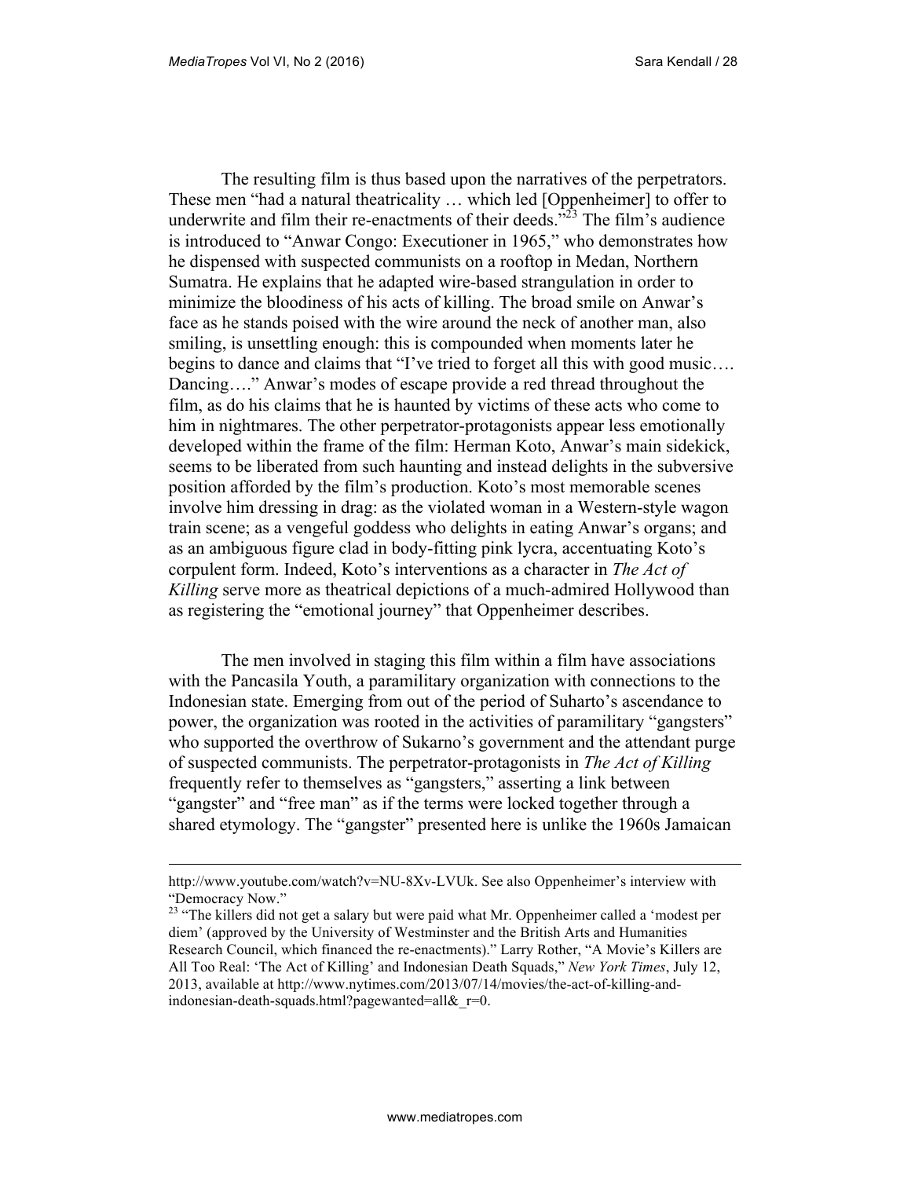The resulting film is thus based upon the narratives of the perpetrators. These men "had a natural theatricality … which led [Oppenheimer] to offer to underwrite and film their re-enactments of their deeds."[23] The film's audience is introduced to "Anwar Congo: Executioner in 1965," who demonstrates how he dispensed with suspected communists on a rooftop in Medan, Northern Sumatra. He explains that he adapted wire-based strangulation in order to minimize the bloodiness of his acts of killing. The broad smile on Anwar's face as he stands poised with the wire around the neck of another man, also smiling, is unsettling enough: this is compounded when moments later he begins to dance and claims that "I've tried to forget all this with good music…. Dancing…." Anwar's modes of escape provide a red thread throughout the film, as do his claims that he is haunted by victims of these acts who come to him in nightmares. The other perpetrator-protagonists appear less emotionally developed within the frame of the film: Herman Koto, Anwar's main sidekick, seems to be liberated from such haunting and instead delights in the subversive position afforded by the film's production. Koto's most memorable scenes involve him dressing in drag: as the violated woman in a Western-style wagon train scene; as a vengeful goddess who delights in eating Anwar's organs; and as an ambiguous figure clad in body-fitting pink lycra, accentuating Koto's corpulent form. Indeed, Koto's interventions as a character in *The Act of Killing* serve more as theatrical depictions of a much-admired Hollywood than as registering the "emotional journey" that Oppenheimer describes.

The men involved in staging this film within a film have associations with the Pancasila Youth, a paramilitary organization with connections to the Indonesian state. Emerging from out of the period of Suharto's ascendance to power, the organization was rooted in the activities of paramilitary "gangsters" who supported the overthrow of Sukarno's government and the attendant purge of suspected communists. The perpetrator-protagonists in *The Act of Killing* frequently refer to themselves as "gangsters," asserting a link between "gangster" and "free man" as if the terms were locked together through a shared etymology. The "gangster" presented here is unlike the 1960s Jamaican

---

http://www.youtube.com/watch?v=NU-8Xv-LVUk. See also Oppenheimer's interview with "Democracy Now."

[23] "The killers did not get a salary but were paid what Mr. Oppenheimer called a 'modest per diem' (approved by the University of Westminster and the British Arts and Humanities Research Council, which financed the re-enactments)." Larry Rother, "A Movie's Killers are All Too Real: 'The Act of Killing' and Indonesian Death Squads," *New York Times*, July 12, 2013, available at http://www.nytimes.com/2013/07/14/movies/the-act-of-killing-and-indonesian-death-squads.html?pagewanted=all&_r=0.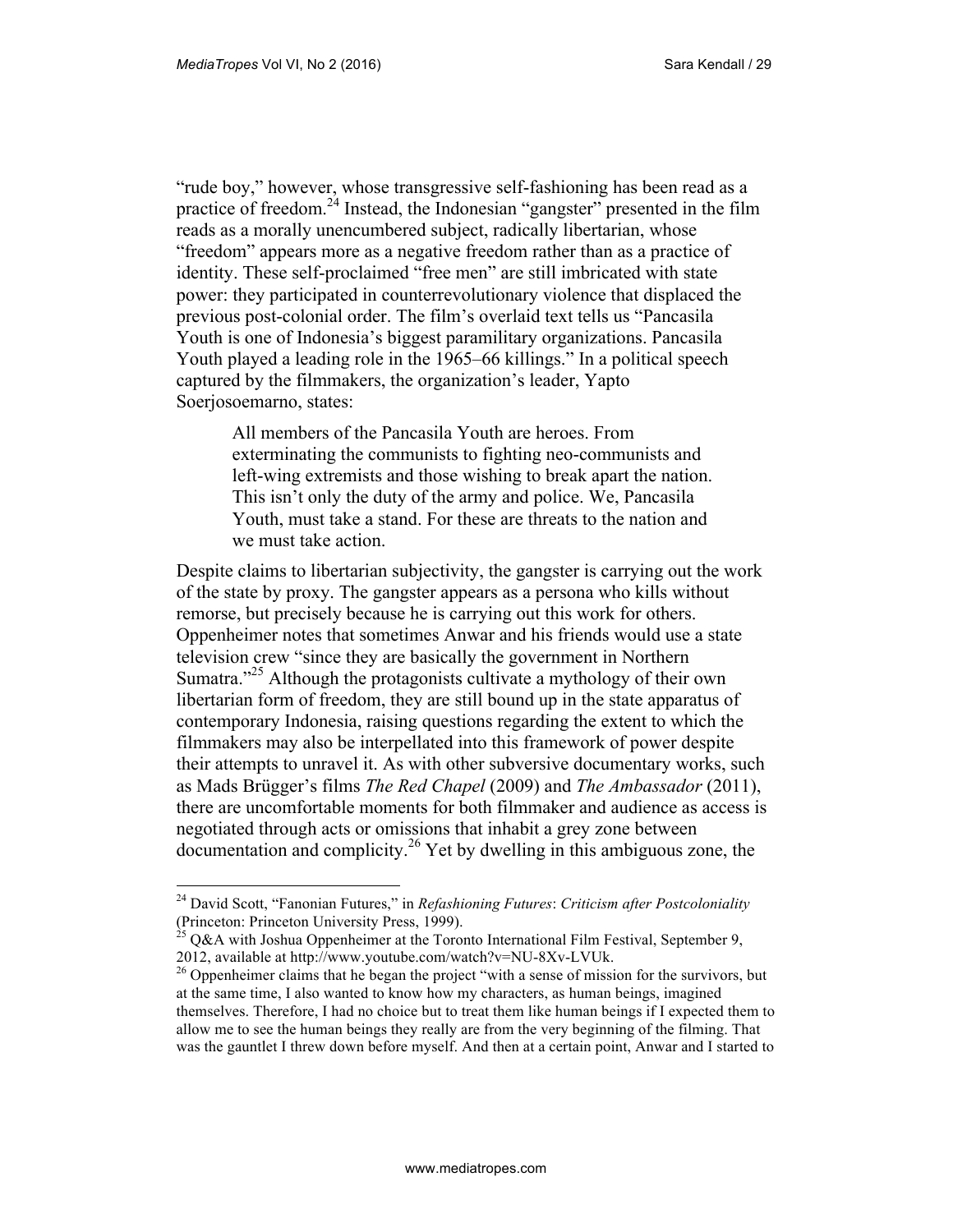"rude boy," however, whose transgressive self-fashioning has been read as a practice of freedom.[24] Instead, the Indonesian "gangster" presented in the film reads as a morally unencumbered subject, radically libertarian, whose "freedom" appears more as a negative freedom rather than as a practice of identity. These self-proclaimed "free men" are still imbricated with state power: they participated in counterrevolutionary violence that displaced the previous post-colonial order. The film's overlaid text tells us "Pancasila Youth is one of Indonesia's biggest paramilitary organizations. Pancasila Youth played a leading role in the 1965–66 killings." In a political speech captured by the filmmakers, the organization's leader, Yapto Soerjosoemarno, states:

> All members of the Pancasila Youth are heroes. From exterminating the communists to fighting neo-communists and left-wing extremists and those wishing to break apart the nation. This isn't only the duty of the army and police. We, Pancasila Youth, must take a stand. For these are threats to the nation and we must take action.

Despite claims to libertarian subjectivity, the gangster is carrying out the work of the state by proxy. The gangster appears as a persona who kills without remorse, but precisely because he is carrying out this work for others. Oppenheimer notes that sometimes Anwar and his friends would use a state television crew "since they are basically the government in Northern Sumatra."[25] Although the protagonists cultivate a mythology of their own libertarian form of freedom, they are still bound up in the state apparatus of contemporary Indonesia, raising questions regarding the extent to which the filmmakers may also be interpellated into this framework of power despite their attempts to unravel it. As with other subversive documentary works, such as Mads Brügger's films *The Red Chapel* (2009) and *The Ambassador* (2011), there are uncomfortable moments for both filmmaker and audience as access is negotiated through acts or omissions that inhabit a grey zone between documentation and complicity.[26] Yet by dwelling in this ambiguous zone, the

---

[24] David Scott, "Fanonian Futures," in *Refashioning Futures*: *Criticism after Postcoloniality* (Princeton: Princeton University Press, 1999).

[25] Q&A with Joshua Oppenheimer at the Toronto International Film Festival, September 9, 2012, available at http://www.youtube.com/watch?v=NU-8Xv-LVUk.

[26] Oppenheimer claims that he began the project "with a sense of mission for the survivors, but at the same time, I also wanted to know how my characters, as human beings, imagined themselves. Therefore, I had no choice but to treat them like human beings if I expected them to allow me to see the human beings they really are from the very beginning of the filming. That was the gauntlet I threw down before myself. And then at a certain point, Anwar and I started to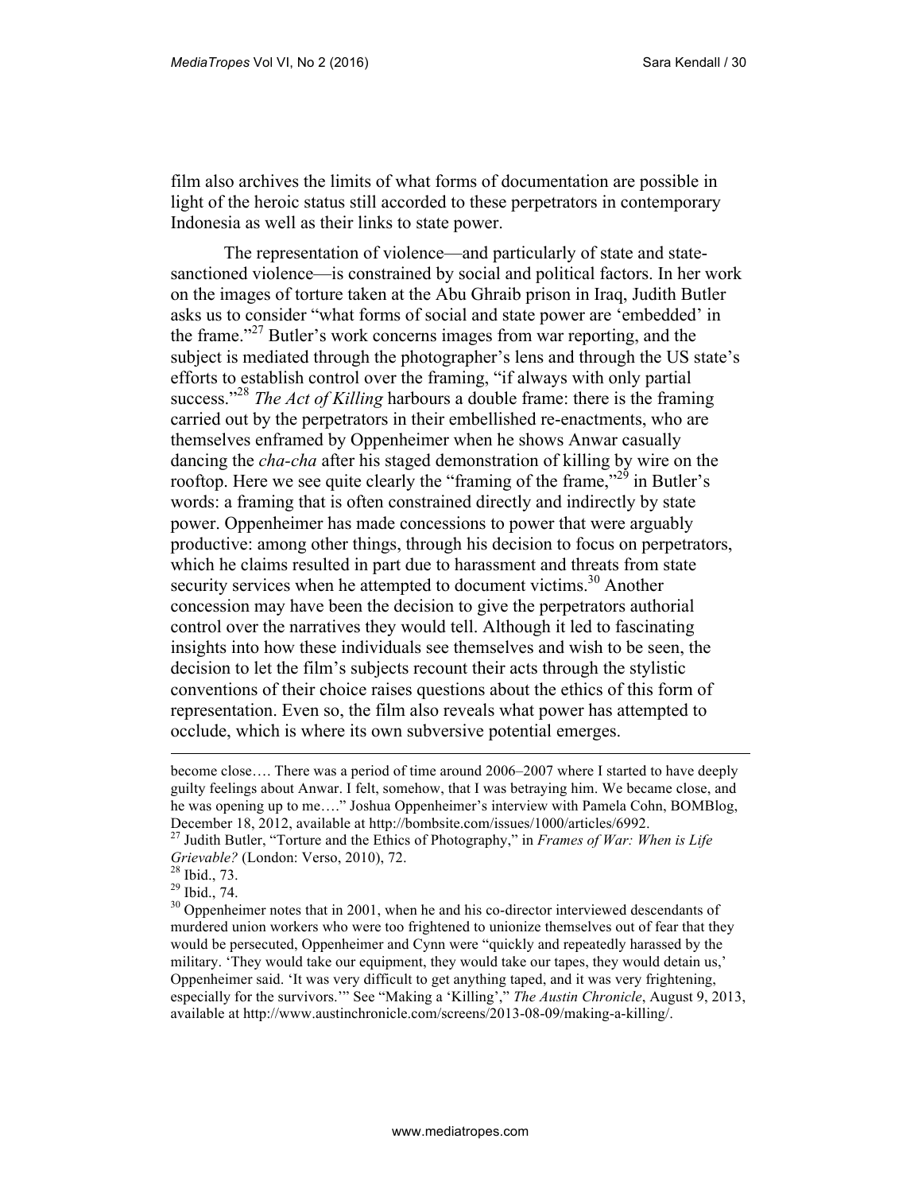film also archives the limits of what forms of documentation are possible in light of the heroic status still accorded to these perpetrators in contemporary Indonesia as well as their links to state power.

The representation of violence—and particularly of state and state-sanctioned violence—is constrained by social and political factors. In her work on the images of torture taken at the Abu Ghraib prison in Iraq, Judith Butler asks us to consider "what forms of social and state power are 'embedded' in the frame."[27] Butler's work concerns images from war reporting, and the subject is mediated through the photographer's lens and through the US state's efforts to establish control over the framing, "if always with only partial success."[28] *The Act of Killing* harbours a double frame: there is the framing carried out by the perpetrators in their embellished re-enactments, who are themselves enframed by Oppenheimer when he shows Anwar casually dancing the *cha-cha* after his staged demonstration of killing by wire on the rooftop. Here we see quite clearly the "framing of the frame,"[29] in Butler's words: a framing that is often constrained directly and indirectly by state power. Oppenheimer has made concessions to power that were arguably productive: among other things, through his decision to focus on perpetrators, which he claims resulted in part due to harassment and threats from state security services when he attempted to document victims.[30] Another concession may have been the decision to give the perpetrators authorial control over the narratives they would tell. Although it led to fascinating insights into how these individuals see themselves and wish to be seen, the decision to let the film's subjects recount their acts through the stylistic conventions of their choice raises questions about the ethics of this form of representation. Even so, the film also reveals what power has attempted to occlude, which is where its own subversive potential emerges.

---

become close…. There was a period of time around 2006–2007 where I started to have deeply guilty feelings about Anwar. I felt, somehow, that I was betraying him. We became close, and he was opening up to me…." Joshua Oppenheimer's interview with Pamela Cohn, BOMBlog, December 18, 2012, available at http://bombsite.com/issues/1000/articles/6992.

[27] Judith Butler, "Torture and the Ethics of Photography," in *Frames of War: When is Life Grievable?* (London: Verso, 2010), 72.

[28] Ibid., 73.

[29] Ibid., 74.

[30] Oppenheimer notes that in 2001, when he and his co-director interviewed descendants of murdered union workers who were too frightened to unionize themselves out of fear that they would be persecuted, Oppenheimer and Cynn were "quickly and repeatedly harassed by the military. 'They would take our equipment, they would take our tapes, they would detain us,' Oppenheimer said. 'It was very difficult to get anything taped, and it was very frightening, especially for the survivors.'" See "Making a 'Killing'," *The Austin Chronicle*, August 9, 2013, available at http://www.austinchronicle.com/screens/2013-08-09/making-a-killing/.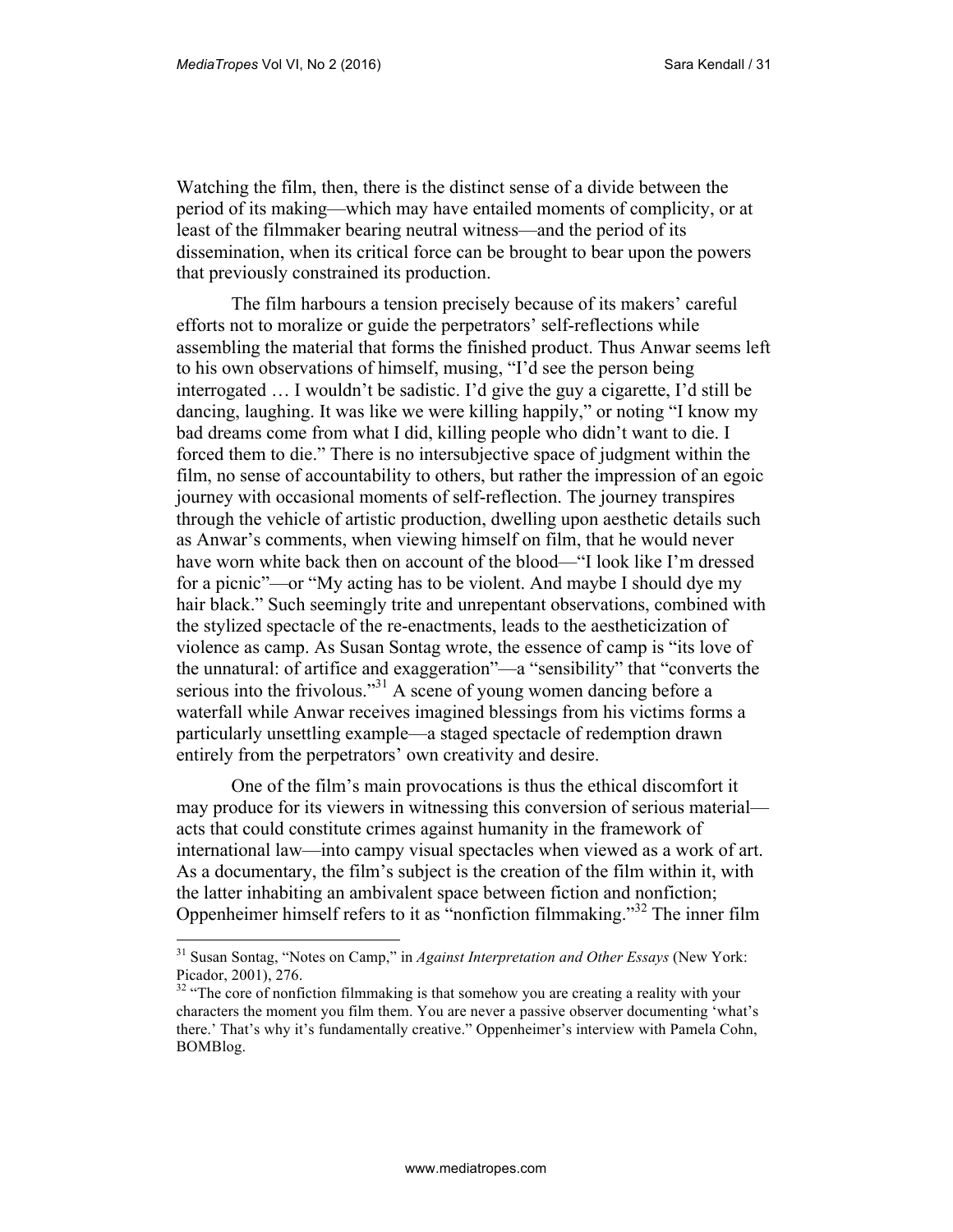Watching the film, then, there is the distinct sense of a divide between the period of its making—which may have entailed moments of complicity, or at least of the filmmaker bearing neutral witness—and the period of its dissemination, when its critical force can be brought to bear upon the powers that previously constrained its production.

The film harbours a tension precisely because of its makers' careful efforts not to moralize or guide the perpetrators' self-reflections while assembling the material that forms the finished product. Thus Anwar seems left to his own observations of himself, musing, "I'd see the person being interrogated … I wouldn't be sadistic. I'd give the guy a cigarette, I'd still be dancing, laughing. It was like we were killing happily," or noting "I know my bad dreams come from what I did, killing people who didn't want to die. I forced them to die." There is no intersubjective space of judgment within the film, no sense of accountability to others, but rather the impression of an egoic journey with occasional moments of self-reflection. The journey transpires through the vehicle of artistic production, dwelling upon aesthetic details such as Anwar's comments, when viewing himself on film, that he would never have worn white back then on account of the blood—"I look like I'm dressed for a picnic"—or "My acting has to be violent. And maybe I should dye my hair black." Such seemingly trite and unrepentant observations, combined with the stylized spectacle of the re-enactments, leads to the aestheticization of violence as camp. As Susan Sontag wrote, the essence of camp is "its love of the unnatural: of artifice and exaggeration"—a "sensibility" that "converts the serious into the frivolous."[31] A scene of young women dancing before a waterfall while Anwar receives imagined blessings from his victims forms a particularly unsettling example—a staged spectacle of redemption drawn entirely from the perpetrators' own creativity and desire.

One of the film's main provocations is thus the ethical discomfort it may produce for its viewers in witnessing this conversion of serious material—acts that could constitute crimes against humanity in the framework of international law—into campy visual spectacles when viewed as a work of art. As a documentary, the film's subject is the creation of the film within it, with the latter inhabiting an ambivalent space between fiction and nonfiction; Oppenheimer himself refers to it as "nonfiction filmmaking."[32] The inner film

---

[31] Susan Sontag, "Notes on Camp," in *Against Interpretation and Other Essays* (New York: Picador, 2001), 276.

[32] "The core of nonfiction filmmaking is that somehow you are creating a reality with your characters the moment you film them. You are never a passive observer documenting 'what's there.' That's why it's fundamentally creative." Oppenheimer's interview with Pamela Cohn, BOMBlog.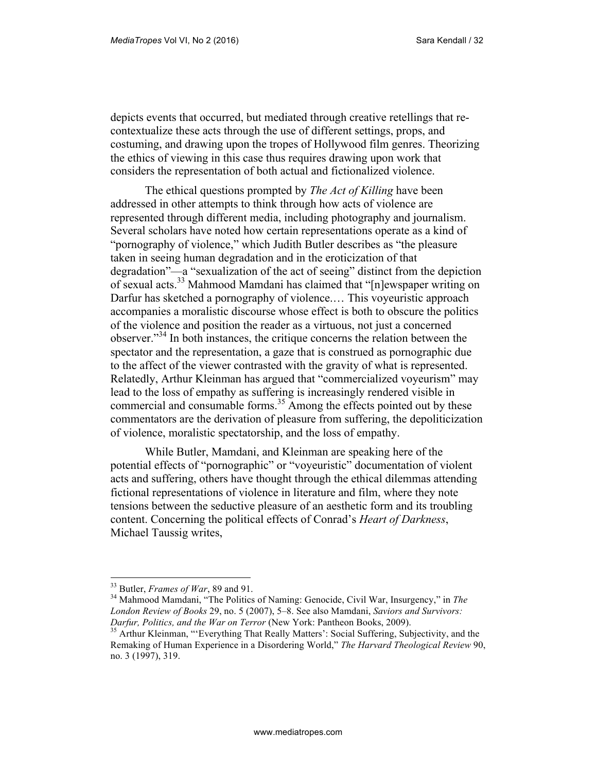depicts events that occurred, but mediated through creative retellings that re-contextualize these acts through the use of different settings, props, and costuming, and drawing upon the tropes of Hollywood film genres. Theorizing the ethics of viewing in this case thus requires drawing upon work that considers the representation of both actual and fictionalized violence.

The ethical questions prompted by *The Act of Killing* have been addressed in other attempts to think through how acts of violence are represented through different media, including photography and journalism. Several scholars have noted how certain representations operate as a kind of "pornography of violence," which Judith Butler describes as "the pleasure taken in seeing human degradation and in the eroticization of that degradation"—a "sexualization of the act of seeing" distinct from the depiction of sexual acts.[33] Mahmood Mamdani has claimed that "[n]ewspaper writing on Darfur has sketched a pornography of violence.… This voyeuristic approach accompanies a moralistic discourse whose effect is both to obscure the politics of the violence and position the reader as a virtuous, not just a concerned observer."[34] In both instances, the critique concerns the relation between the spectator and the representation, a gaze that is construed as pornographic due to the affect of the viewer contrasted with the gravity of what is represented. Relatedly, Arthur Kleinman has argued that "commercialized voyeurism" may lead to the loss of empathy as suffering is increasingly rendered visible in commercial and consumable forms.[35] Among the effects pointed out by these commentators are the derivation of pleasure from suffering, the depoliticization of violence, moralistic spectatorship, and the loss of empathy.

While Butler, Mamdani, and Kleinman are speaking here of the potential effects of "pornographic" or "voyeuristic" documentation of violent acts and suffering, others have thought through the ethical dilemmas attending fictional representations of violence in literature and film, where they note tensions between the seductive pleasure of an aesthetic form and its troubling content. Concerning the political effects of Conrad's *Heart of Darkness*, Michael Taussig writes,

---

[33] Butler, *Frames of War*, 89 and 91.

[34] Mahmood Mamdani, "The Politics of Naming: Genocide, Civil War, Insurgency," in *The London Review of Books* 29, no. 5 (2007), 5–8. See also Mamdani, *Saviors and Survivors: Darfur, Politics, and the War on Terror* (New York: Pantheon Books, 2009).

[35] Arthur Kleinman, "'Everything That Really Matters': Social Suffering, Subjectivity, and the Remaking of Human Experience in a Disordering World," *The Harvard Theological Review* 90, no. 3 (1997), 319.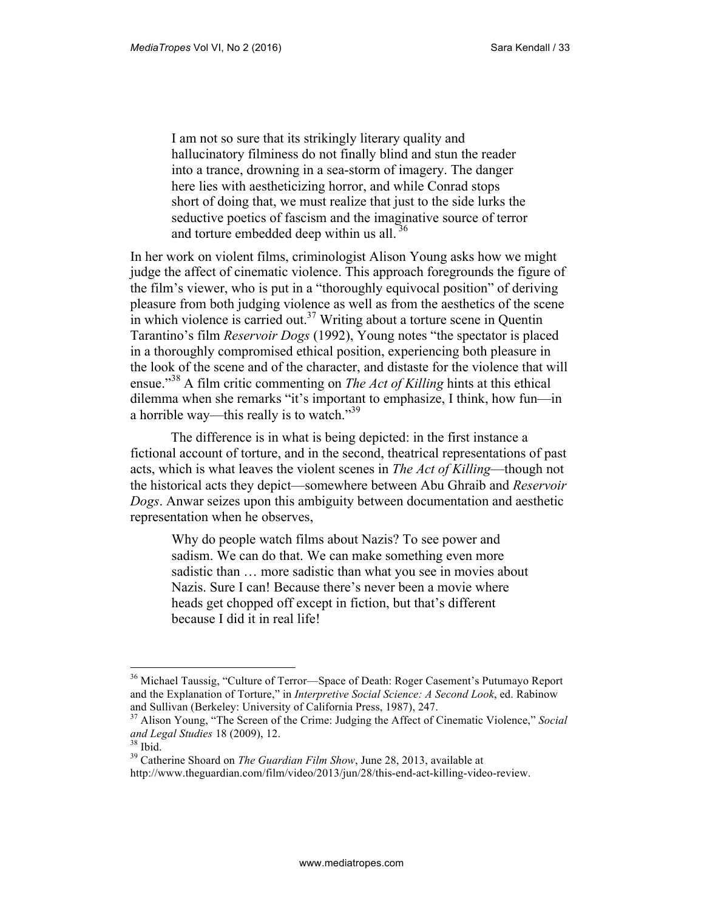> I am not so sure that its strikingly literary quality and hallucinatory filminess do not finally blind and stun the reader into a trance, drowning in a sea-storm of imagery. The danger here lies with aestheticizing horror, and while Conrad stops short of doing that, we must realize that just to the side lurks the seductive poetics of fascism and the imaginative source of terror and torture embedded deep within us all.[36]

In her work on violent films, criminologist Alison Young asks how we might judge the affect of cinematic violence. This approach foregrounds the figure of the film's viewer, who is put in a "thoroughly equivocal position" of deriving pleasure from both judging violence as well as from the aesthetics of the scene in which violence is carried out.[37] Writing about a torture scene in Quentin Tarantino's film *Reservoir Dogs* (1992), Young notes "the spectator is placed in a thoroughly compromised ethical position, experiencing both pleasure in the look of the scene and of the character, and distaste for the violence that will ensue."[38] A film critic commenting on *The Act of Killing* hints at this ethical dilemma when she remarks "it's important to emphasize, I think, how fun—in a horrible way—this really is to watch."[39]

The difference is in what is being depicted: in the first instance a fictional account of torture, and in the second, theatrical representations of past acts, which is what leaves the violent scenes in *The Act of Killing*—though not the historical acts they depict—somewhere between Abu Ghraib and *Reservoir Dogs*. Anwar seizes upon this ambiguity between documentation and aesthetic representation when he observes,

> Why do people watch films about Nazis? To see power and sadism. We can do that. We can make something even more sadistic than … more sadistic than what you see in movies about Nazis. Sure I can! Because there's never been a movie where heads get chopped off except in fiction, but that's different because I did it in real life!

---

[36] Michael Taussig, "Culture of Terror—Space of Death: Roger Casement's Putumayo Report and the Explanation of Torture," in *Interpretive Social Science: A Second Look*, ed. Rabinow and Sullivan (Berkeley: University of California Press, 1987), 247.

[37] Alison Young, "The Screen of the Crime: Judging the Affect of Cinematic Violence," *Social and Legal Studies* 18 (2009), 12.

[38] Ibid.

[39] Catherine Shoard on *The Guardian Film Show*, June 28, 2013, available at http://www.theguardian.com/film/video/2013/jun/28/this-end-act-killing-video-review.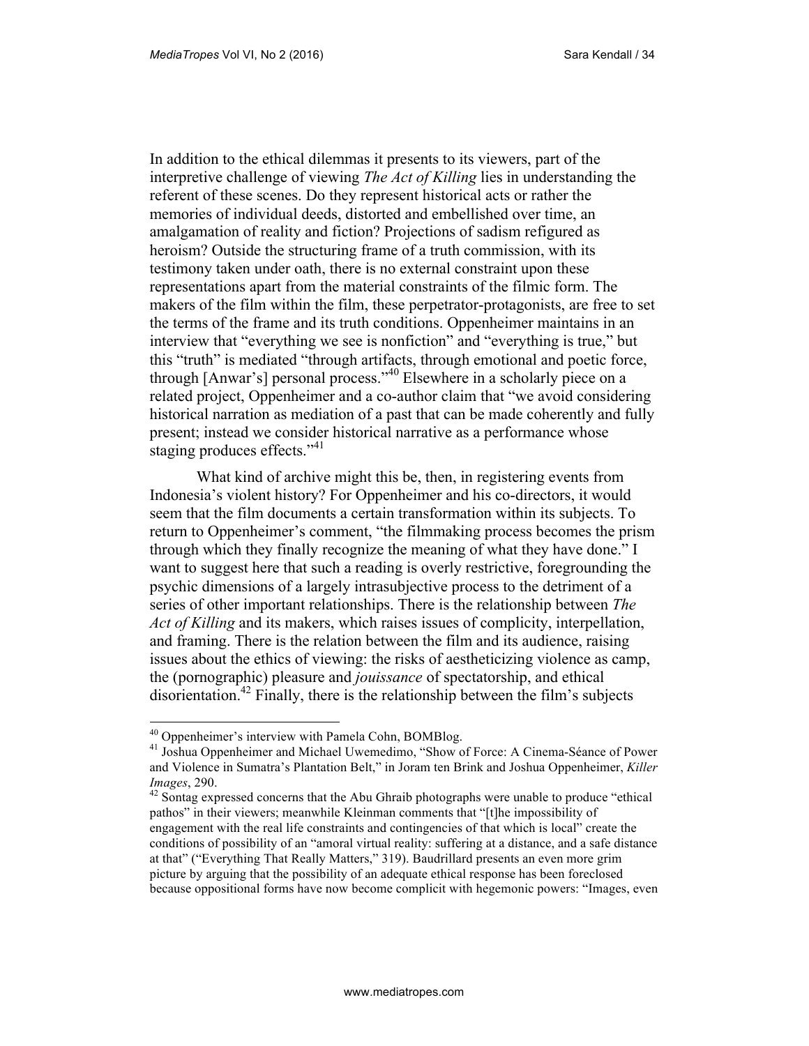In addition to the ethical dilemmas it presents to its viewers, part of the interpretive challenge of viewing *The Act of Killing* lies in understanding the referent of these scenes. Do they represent historical acts or rather the memories of individual deeds, distorted and embellished over time, an amalgamation of reality and fiction? Projections of sadism refigured as heroism? Outside the structuring frame of a truth commission, with its testimony taken under oath, there is no external constraint upon these representations apart from the material constraints of the filmic form. The makers of the film within the film, these perpetrator-protagonists, are free to set the terms of the frame and its truth conditions. Oppenheimer maintains in an interview that "everything we see is nonfiction" and "everything is true," but this "truth" is mediated "through artifacts, through emotional and poetic force, through [Anwar's] personal process."[40] Elsewhere in a scholarly piece on a related project, Oppenheimer and a co-author claim that "we avoid considering historical narration as mediation of a past that can be made coherently and fully present; instead we consider historical narrative as a performance whose staging produces effects."[41]

What kind of archive might this be, then, in registering events from Indonesia's violent history? For Oppenheimer and his co-directors, it would seem that the film documents a certain transformation within its subjects. To return to Oppenheimer's comment, "the filmmaking process becomes the prism through which they finally recognize the meaning of what they have done." I want to suggest here that such a reading is overly restrictive, foregrounding the psychic dimensions of a largely intrasubjective process to the detriment of a series of other important relationships. There is the relationship between *The Act of Killing* and its makers, which raises issues of complicity, interpellation, and framing. There is the relation between the film and its audience, raising issues about the ethics of viewing: the risks of aestheticizing violence as camp, the (pornographic) pleasure and *jouissance* of spectatorship, and ethical disorientation.[42] Finally, there is the relationship between the film's subjects

---

[40] Oppenheimer's interview with Pamela Cohn, BOMBlog.

[41] Joshua Oppenheimer and Michael Uwemedimo, "Show of Force: A Cinema-Séance of Power and Violence in Sumatra's Plantation Belt," in Joram ten Brink and Joshua Oppenheimer, *Killer Images*, 290.

[42] Sontag expressed concerns that the Abu Ghraib photographs were unable to produce "ethical pathos" in their viewers; meanwhile Kleinman comments that "[t]he impossibility of engagement with the real life constraints and contingencies of that which is local" create the conditions of possibility of an "amoral virtual reality: suffering at a distance, and a safe distance at that" ("Everything That Really Matters," 319). Baudrillard presents an even more grim picture by arguing that the possibility of an adequate ethical response has been foreclosed because oppositional forms have now become complicit with hegemonic powers: "Images, even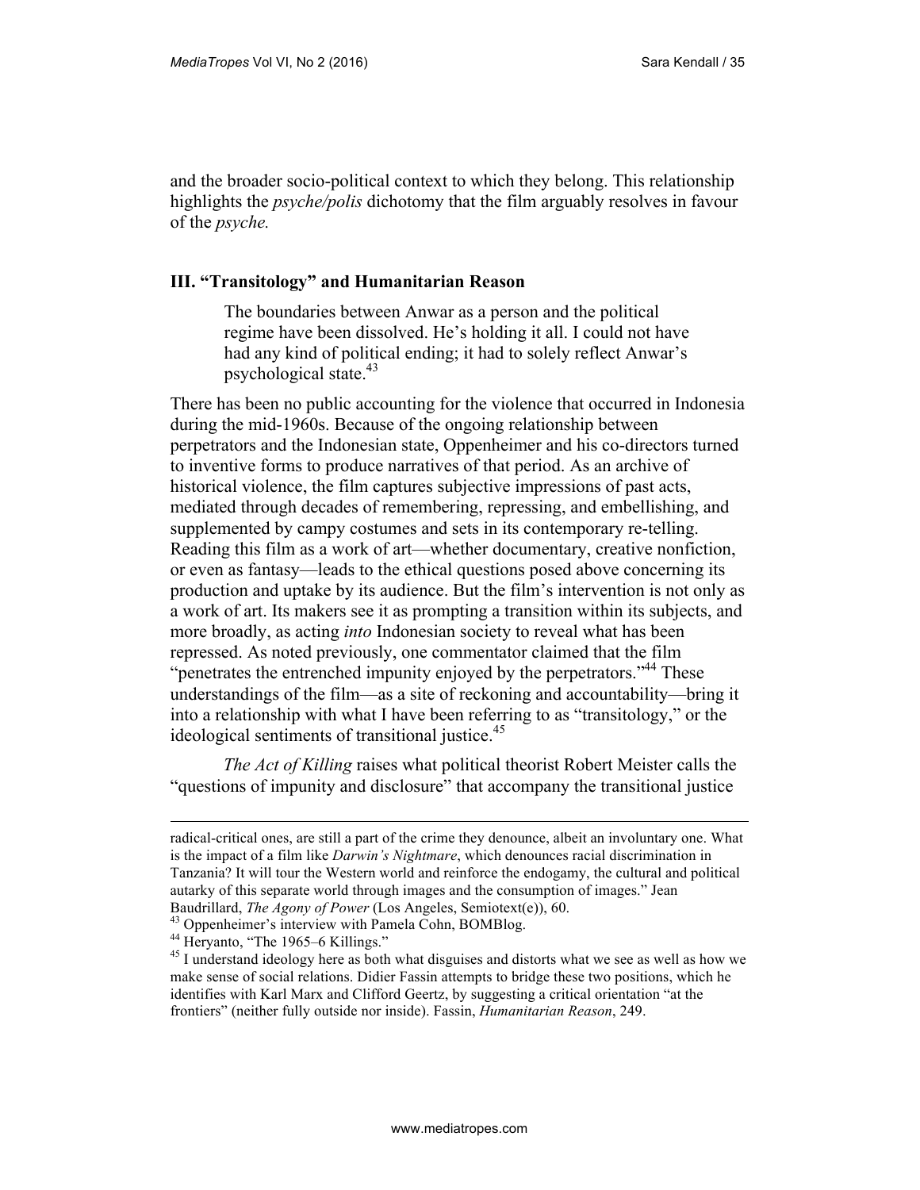and the broader socio-political context to which they belong. This relationship highlights the *psyche/polis* dichotomy that the film arguably resolves in favour of the *psyche.*

### III. "Transitology" and Humanitarian Reason

> The boundaries between Anwar as a person and the political regime have been dissolved. He's holding it all. I could not have had any kind of political ending; it had to solely reflect Anwar's psychological state.[43]

There has been no public accounting for the violence that occurred in Indonesia during the mid-1960s. Because of the ongoing relationship between perpetrators and the Indonesian state, Oppenheimer and his co-directors turned to inventive forms to produce narratives of that period. As an archive of historical violence, the film captures subjective impressions of past acts, mediated through decades of remembering, repressing, and embellishing, and supplemented by campy costumes and sets in its contemporary re-telling. Reading this film as a work of art—whether documentary, creative nonfiction, or even as fantasy—leads to the ethical questions posed above concerning its production and uptake by its audience. But the film's intervention is not only as a work of art. Its makers see it as prompting a transition within its subjects, and more broadly, as acting *into* Indonesian society to reveal what has been repressed. As noted previously, one commentator claimed that the film "penetrates the entrenched impunity enjoyed by the perpetrators."[44] These understandings of the film—as a site of reckoning and accountability—bring it into a relationship with what I have been referring to as "transitology," or the ideological sentiments of transitional justice.[45]

*The Act of Killing* raises what political theorist Robert Meister calls the "questions of impunity and disclosure" that accompany the transitional justice

---

radical-critical ones, are still a part of the crime they denounce, albeit an involuntary one. What is the impact of a film like *Darwin's Nightmare*, which denounces racial discrimination in Tanzania? It will tour the Western world and reinforce the endogamy, the cultural and political autarky of this separate world through images and the consumption of images." Jean Baudrillard, *The Agony of Power* (Los Angeles, Semiotext(e)), 60.

[43] Oppenheimer's interview with Pamela Cohn, BOMBlog.

[44] Heryanto, "The 1965–6 Killings."

[45] I understand ideology here as both what disguises and distorts what we see as well as how we make sense of social relations. Didier Fassin attempts to bridge these two positions, which he identifies with Karl Marx and Clifford Geertz, by suggesting a critical orientation "at the frontiers" (neither fully outside nor inside). Fassin, *Humanitarian Reason*, 249.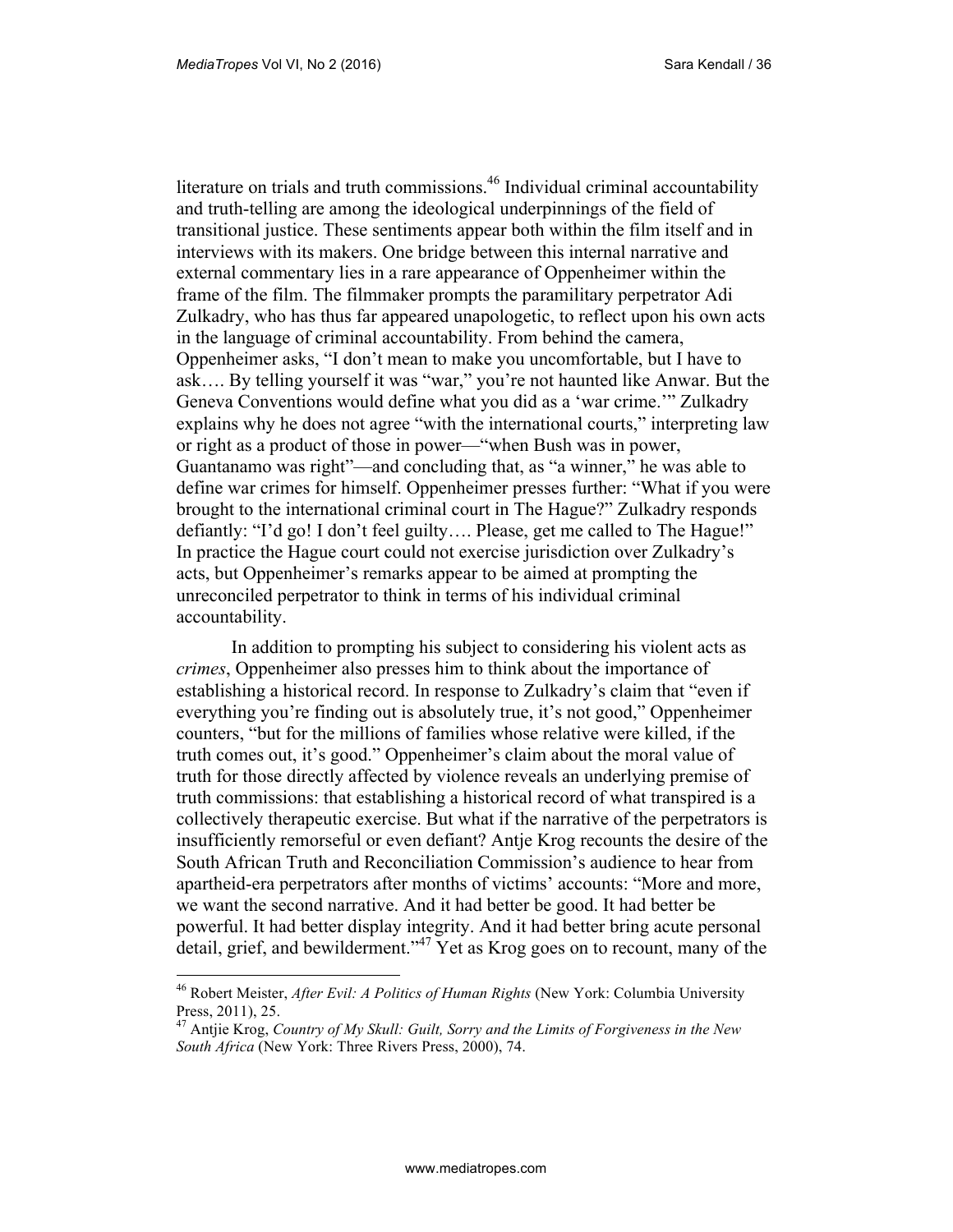literature on trials and truth commissions.[46] Individual criminal accountability and truth-telling are among the ideological underpinnings of the field of transitional justice. These sentiments appear both within the film itself and in interviews with its makers. One bridge between this internal narrative and external commentary lies in a rare appearance of Oppenheimer within the frame of the film. The filmmaker prompts the paramilitary perpetrator Adi Zulkadry, who has thus far appeared unapologetic, to reflect upon his own acts in the language of criminal accountability. From behind the camera, Oppenheimer asks, "I don't mean to make you uncomfortable, but I have to ask…. By telling yourself it was "war," you're not haunted like Anwar. But the Geneva Conventions would define what you did as a 'war crime.'" Zulkadry explains why he does not agree "with the international courts," interpreting law or right as a product of those in power—"when Bush was in power, Guantanamo was right"—and concluding that, as "a winner," he was able to define war crimes for himself. Oppenheimer presses further: "What if you were brought to the international criminal court in The Hague?" Zulkadry responds defiantly: "I'd go! I don't feel guilty…. Please, get me called to The Hague!" In practice the Hague court could not exercise jurisdiction over Zulkadry's acts, but Oppenheimer's remarks appear to be aimed at prompting the unreconciled perpetrator to think in terms of his individual criminal accountability.

In addition to prompting his subject to considering his violent acts as *crimes*, Oppenheimer also presses him to think about the importance of establishing a historical record. In response to Zulkadry's claim that "even if everything you're finding out is absolutely true, it's not good," Oppenheimer counters, "but for the millions of families whose relative were killed, if the truth comes out, it's good." Oppenheimer's claim about the moral value of truth for those directly affected by violence reveals an underlying premise of truth commissions: that establishing a historical record of what transpired is a collectively therapeutic exercise. But what if the narrative of the perpetrators is insufficiently remorseful or even defiant? Antje Krog recounts the desire of the South African Truth and Reconciliation Commission's audience to hear from apartheid-era perpetrators after months of victims' accounts: "More and more, we want the second narrative. And it had better be good. It had better be powerful. It had better display integrity. And it had better bring acute personal detail, grief, and bewilderment."[47] Yet as Krog goes on to recount, many of the

---

[46] Robert Meister, *After Evil: A Politics of Human Rights* (New York: Columbia University Press, 2011), 25.

[47] Antjie Krog, *Country of My Skull: Guilt, Sorry and the Limits of Forgiveness in the New South Africa* (New York: Three Rivers Press, 2000), 74.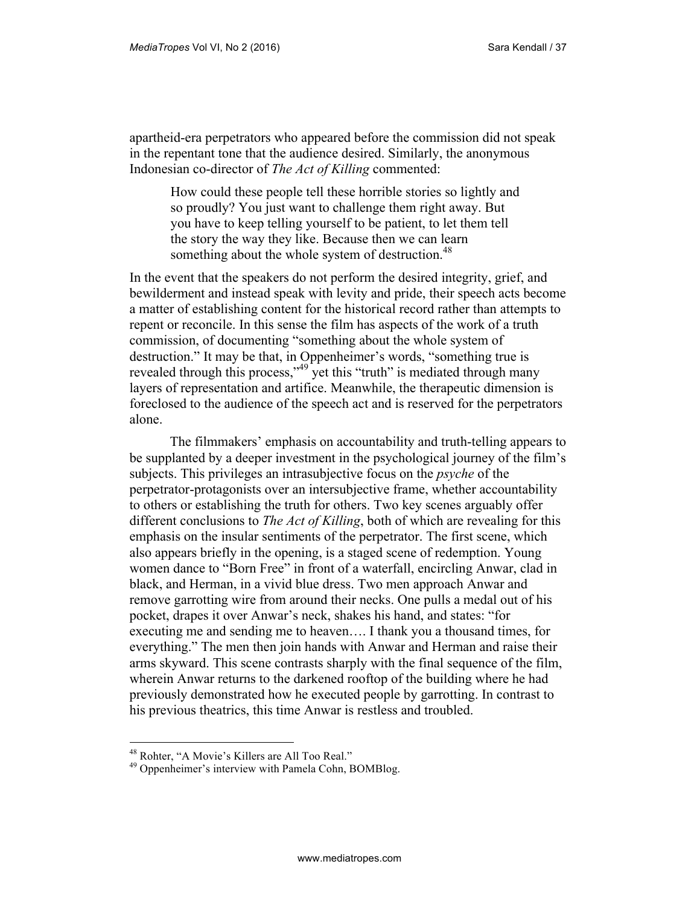apartheid-era perpetrators who appeared before the commission did not speak in the repentant tone that the audience desired. Similarly, the anonymous Indonesian co-director of *The Act of Killing* commented:

> How could these people tell these horrible stories so lightly and so proudly? You just want to challenge them right away. But you have to keep telling yourself to be patient, to let them tell the story the way they like. Because then we can learn something about the whole system of destruction.[48]

In the event that the speakers do not perform the desired integrity, grief, and bewilderment and instead speak with levity and pride, their speech acts become a matter of establishing content for the historical record rather than attempts to repent or reconcile. In this sense the film has aspects of the work of a truth commission, of documenting "something about the whole system of destruction." It may be that, in Oppenheimer's words, "something true is revealed through this process,"[49] yet this "truth" is mediated through many layers of representation and artifice. Meanwhile, the therapeutic dimension is foreclosed to the audience of the speech act and is reserved for the perpetrators alone.

The filmmakers' emphasis on accountability and truth-telling appears to be supplanted by a deeper investment in the psychological journey of the film's subjects. This privileges an intrasubjective focus on the *psyche* of the perpetrator-protagonists over an intersubjective frame, whether accountability to others or establishing the truth for others. Two key scenes arguably offer different conclusions to *The Act of Killing*, both of which are revealing for this emphasis on the insular sentiments of the perpetrator. The first scene, which also appears briefly in the opening, is a staged scene of redemption. Young women dance to "Born Free" in front of a waterfall, encircling Anwar, clad in black, and Herman, in a vivid blue dress. Two men approach Anwar and remove garrotting wire from around their necks. One pulls a medal out of his pocket, drapes it over Anwar's neck, shakes his hand, and states: "for executing me and sending me to heaven…. I thank you a thousand times, for everything." The men then join hands with Anwar and Herman and raise their arms skyward. This scene contrasts sharply with the final sequence of the film, wherein Anwar returns to the darkened rooftop of the building where he had previously demonstrated how he executed people by garrotting. In contrast to his previous theatrics, this time Anwar is restless and troubled.

---

[48] Rohter, "A Movie's Killers are All Too Real."

[49] Oppenheimer's interview with Pamela Cohn, BOMBlog.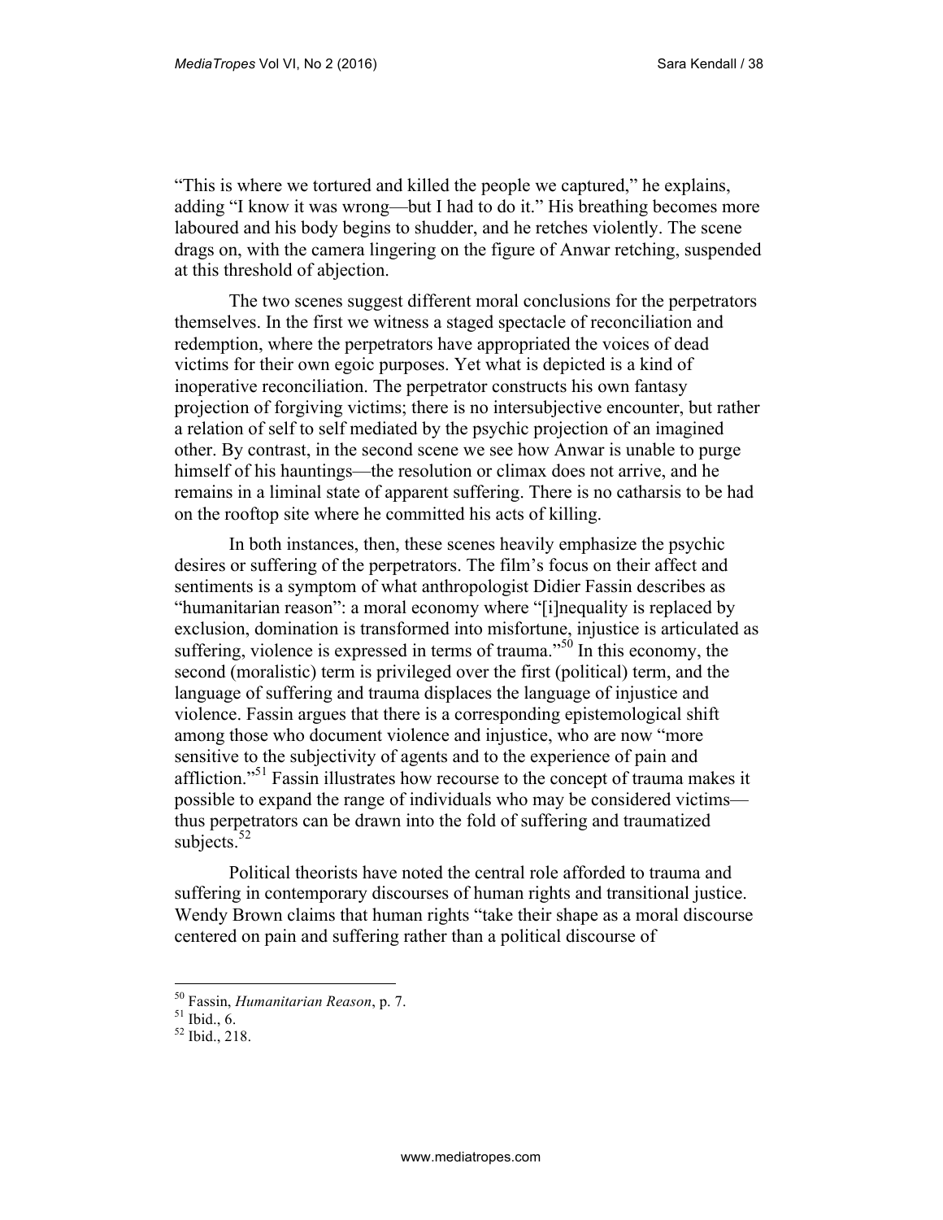"This is where we tortured and killed the people we captured," he explains, adding "I know it was wrong—but I had to do it." His breathing becomes more laboured and his body begins to shudder, and he retches violently. The scene drags on, with the camera lingering on the figure of Anwar retching, suspended at this threshold of abjection.

The two scenes suggest different moral conclusions for the perpetrators themselves. In the first we witness a staged spectacle of reconciliation and redemption, where the perpetrators have appropriated the voices of dead victims for their own egoic purposes. Yet what is depicted is a kind of inoperative reconciliation. The perpetrator constructs his own fantasy projection of forgiving victims; there is no intersubjective encounter, but rather a relation of self to self mediated by the psychic projection of an imagined other. By contrast, in the second scene we see how Anwar is unable to purge himself of his hauntings—the resolution or climax does not arrive, and he remains in a liminal state of apparent suffering. There is no catharsis to be had on the rooftop site where he committed his acts of killing.

In both instances, then, these scenes heavily emphasize the psychic desires or suffering of the perpetrators. The film's focus on their affect and sentiments is a symptom of what anthropologist Didier Fassin describes as "humanitarian reason": a moral economy where "[i]nequality is replaced by exclusion, domination is transformed into misfortune, injustice is articulated as suffering, violence is expressed in terms of trauma."[50] In this economy, the second (moralistic) term is privileged over the first (political) term, and the language of suffering and trauma displaces the language of injustice and violence. Fassin argues that there is a corresponding epistemological shift among those who document violence and injustice, who are now "more sensitive to the subjectivity of agents and to the experience of pain and affliction."[51] Fassin illustrates how recourse to the concept of trauma makes it possible to expand the range of individuals who may be considered victims—thus perpetrators can be drawn into the fold of suffering and traumatized subjects.[52]

Political theorists have noted the central role afforded to trauma and suffering in contemporary discourses of human rights and transitional justice. Wendy Brown claims that human rights "take their shape as a moral discourse centered on pain and suffering rather than a political discourse of

---

[50] Fassin, *Humanitarian Reason*, p. 7.
[51] Ibid., 6.
[52] Ibid., 218.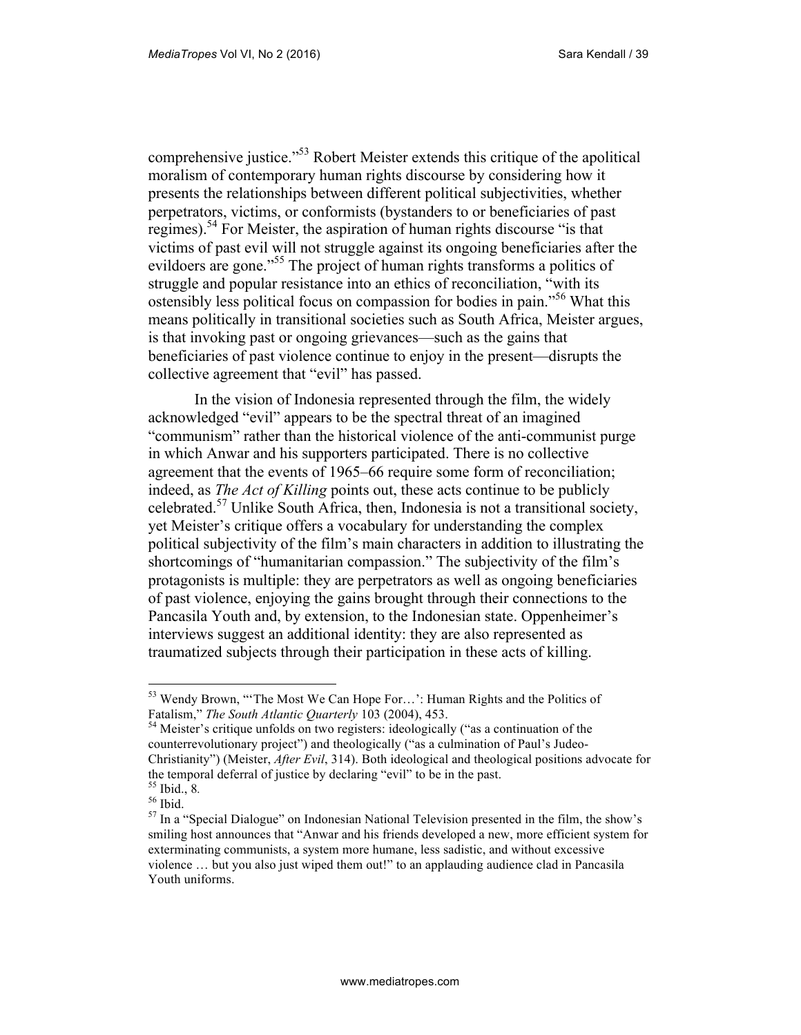comprehensive justice."[53] Robert Meister extends this critique of the apolitical moralism of contemporary human rights discourse by considering how it presents the relationships between different political subjectivities, whether perpetrators, victims, or conformists (bystanders to or beneficiaries of past regimes).[54] For Meister, the aspiration of human rights discourse "is that victims of past evil will not struggle against its ongoing beneficiaries after the evildoers are gone."[55] The project of human rights transforms a politics of struggle and popular resistance into an ethics of reconciliation, "with its ostensibly less political focus on compassion for bodies in pain."[56] What this means politically in transitional societies such as South Africa, Meister argues, is that invoking past or ongoing grievances—such as the gains that beneficiaries of past violence continue to enjoy in the present—disrupts the collective agreement that "evil" has passed.

In the vision of Indonesia represented through the film, the widely acknowledged "evil" appears to be the spectral threat of an imagined "communism" rather than the historical violence of the anti-communist purge in which Anwar and his supporters participated. There is no collective agreement that the events of 1965–66 require some form of reconciliation; indeed, as *The Act of Killing* points out, these acts continue to be publicly celebrated.[57] Unlike South Africa, then, Indonesia is not a transitional society, yet Meister's critique offers a vocabulary for understanding the complex political subjectivity of the film's main characters in addition to illustrating the shortcomings of "humanitarian compassion." The subjectivity of the film's protagonists is multiple: they are perpetrators as well as ongoing beneficiaries of past violence, enjoying the gains brought through their connections to the Pancasila Youth and, by extension, to the Indonesian state. Oppenheimer's interviews suggest an additional identity: they are also represented as traumatized subjects through their participation in these acts of killing.

---

[53] Wendy Brown, "'The Most We Can Hope For…': Human Rights and the Politics of Fatalism," *The South Atlantic Quarterly* 103 (2004), 453.

[54] Meister's critique unfolds on two registers: ideologically ("as a continuation of the counterrevolutionary project") and theologically ("as a culmination of Paul's Judeo-Christianity") (Meister, *After Evil*, 314). Both ideological and theological positions advocate for the temporal deferral of justice by declaring "evil" to be in the past.

[55] Ibid., 8.

[56] Ibid.

[57] In a "Special Dialogue" on Indonesian National Television presented in the film, the show's smiling host announces that "Anwar and his friends developed a new, more efficient system for exterminating communists, a system more humane, less sadistic, and without excessive violence … but you also just wiped them out!" to an applauding audience clad in Pancasila Youth uniforms.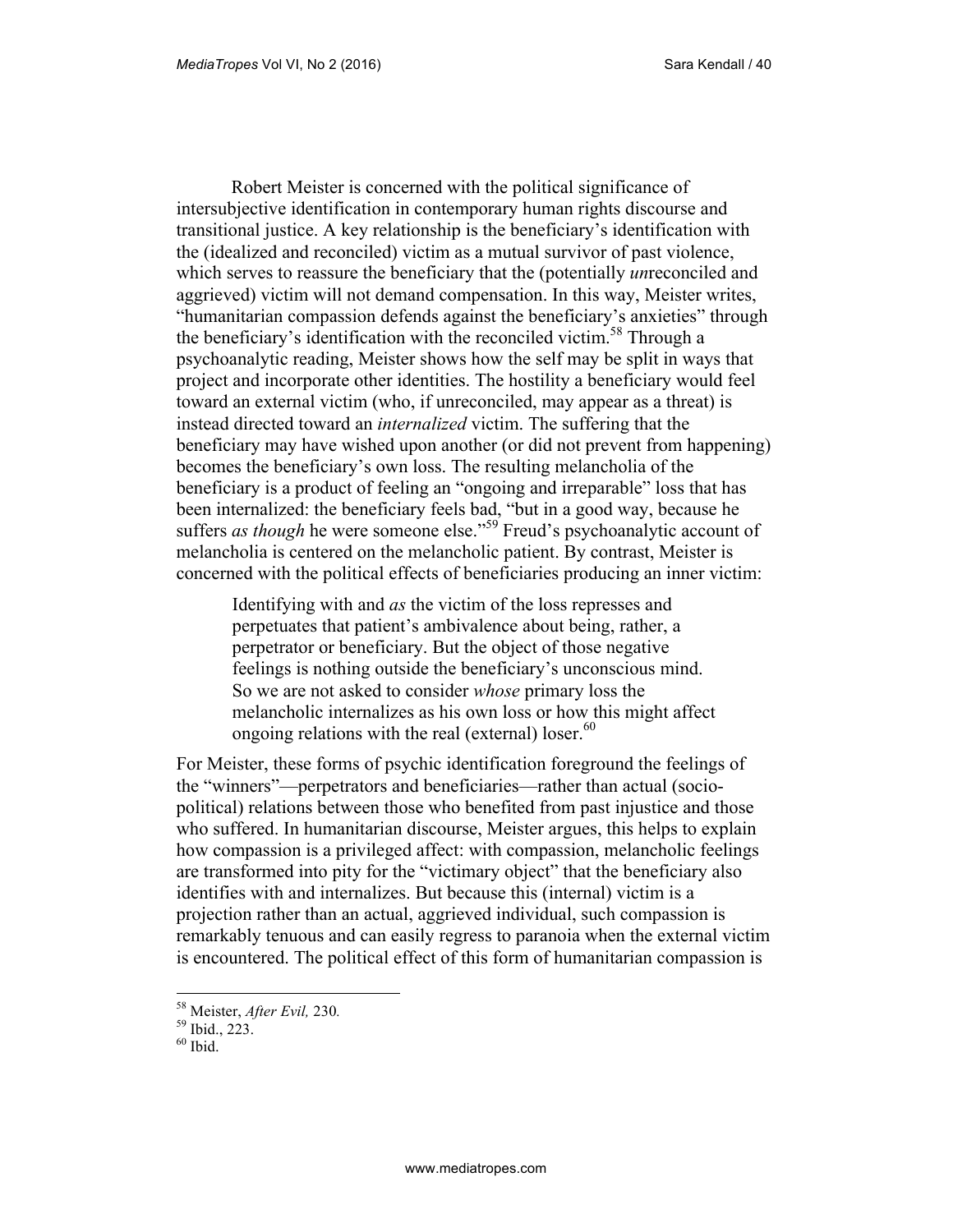Robert Meister is concerned with the political significance of intersubjective identification in contemporary human rights discourse and transitional justice. A key relationship is the beneficiary's identification with the (idealized and reconciled) victim as a mutual survivor of past violence, which serves to reassure the beneficiary that the (potentially *un*reconciled and aggrieved) victim will not demand compensation. In this way, Meister writes, "humanitarian compassion defends against the beneficiary's anxieties" through the beneficiary's identification with the reconciled victim.[58] Through a psychoanalytic reading, Meister shows how the self may be split in ways that project and incorporate other identities. The hostility a beneficiary would feel toward an external victim (who, if unreconciled, may appear as a threat) is instead directed toward an *internalized* victim. The suffering that the beneficiary may have wished upon another (or did not prevent from happening) becomes the beneficiary's own loss. The resulting melancholia of the beneficiary is a product of feeling an "ongoing and irreparable" loss that has been internalized: the beneficiary feels bad, "but in a good way, because he suffers *as though* he were someone else."[59] Freud's psychoanalytic account of melancholia is centered on the melancholic patient. By contrast, Meister is concerned with the political effects of beneficiaries producing an inner victim:

> Identifying with and *as* the victim of the loss represses and perpetuates that patient's ambivalence about being, rather, a perpetrator or beneficiary. But the object of those negative feelings is nothing outside the beneficiary's unconscious mind. So we are not asked to consider *whose* primary loss the melancholic internalizes as his own loss or how this might affect ongoing relations with the real (external) loser.[60]

For Meister, these forms of psychic identification foreground the feelings of the "winners"—perpetrators and beneficiaries—rather than actual (socio-political) relations between those who benefited from past injustice and those who suffered. In humanitarian discourse, Meister argues, this helps to explain how compassion is a privileged affect: with compassion, melancholic feelings are transformed into pity for the "victimary object" that the beneficiary also identifies with and internalizes. But because this (internal) victim is a projection rather than an actual, aggrieved individual, such compassion is remarkably tenuous and can easily regress to paranoia when the external victim is encountered. The political effect of this form of humanitarian compassion is

[58] Meister, *After Evil,* 230.
[59] Ibid., 223.
[60] Ibid.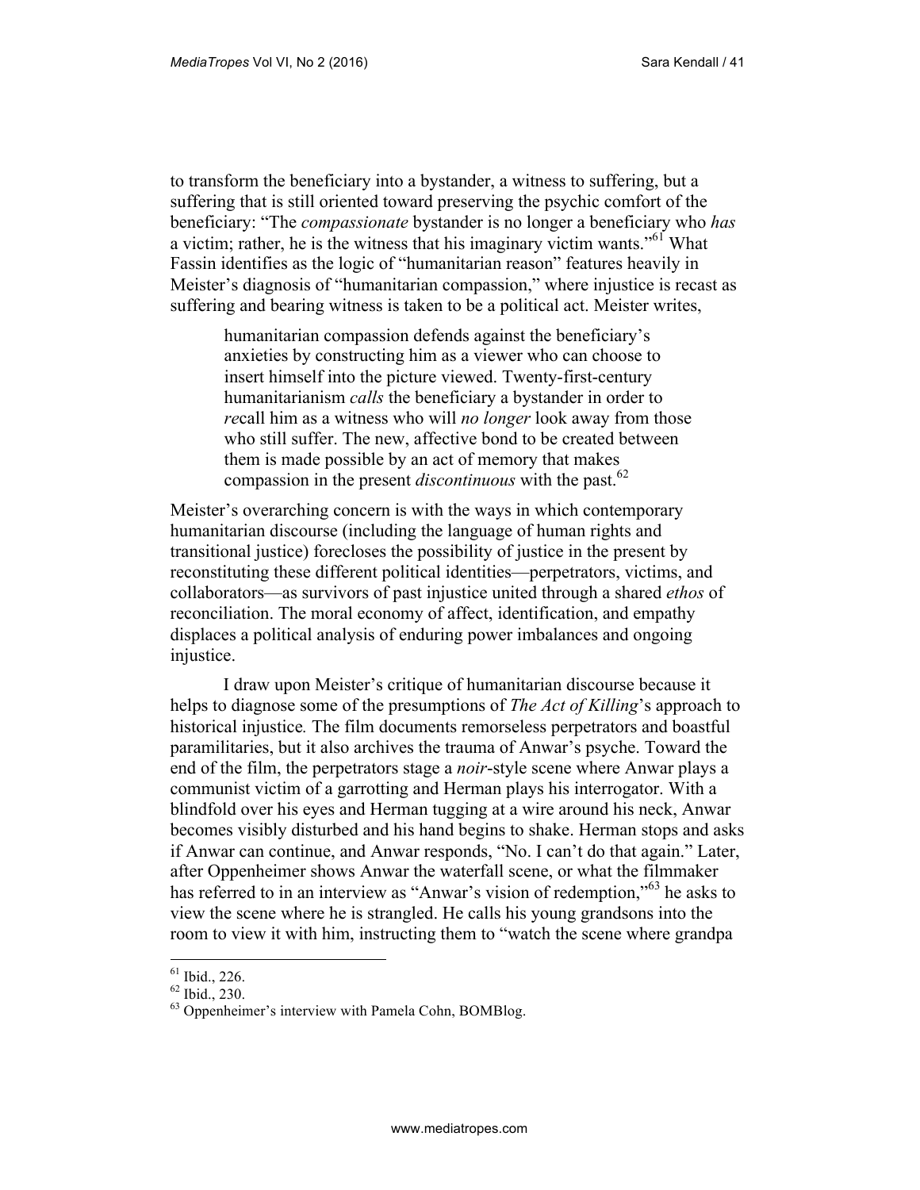to transform the beneficiary into a bystander, a witness to suffering, but a suffering that is still oriented toward preserving the psychic comfort of the beneficiary: "The *compassionate* bystander is no longer a beneficiary who *has* a victim; rather, he is the witness that his imaginary victim wants."[61] What Fassin identifies as the logic of "humanitarian reason" features heavily in Meister's diagnosis of "humanitarian compassion," where injustice is recast as suffering and bearing witness is taken to be a political act. Meister writes,

> humanitarian compassion defends against the beneficiary's anxieties by constructing him as a viewer who can choose to insert himself into the picture viewed. Twenty-first-century humanitarianism *calls* the beneficiary a bystander in order to *re*call him as a witness who will *no longer* look away from those who still suffer. The new, affective bond to be created between them is made possible by an act of memory that makes compassion in the present *discontinuous* with the past.[62]

Meister's overarching concern is with the ways in which contemporary humanitarian discourse (including the language of human rights and transitional justice) forecloses the possibility of justice in the present by reconstituting these different political identities—perpetrators, victims, and collaborators—as survivors of past injustice united through a shared *ethos* of reconciliation. The moral economy of affect, identification, and empathy displaces a political analysis of enduring power imbalances and ongoing injustice.

I draw upon Meister's critique of humanitarian discourse because it helps to diagnose some of the presumptions of *The Act of Killing*'s approach to historical injustice. The film documents remorseless perpetrators and boastful paramilitaries, but it also archives the trauma of Anwar's psyche. Toward the end of the film, the perpetrators stage a *noir*-style scene where Anwar plays a communist victim of a garrotting and Herman plays his interrogator. With a blindfold over his eyes and Herman tugging at a wire around his neck, Anwar becomes visibly disturbed and his hand begins to shake. Herman stops and asks if Anwar can continue, and Anwar responds, "No. I can't do that again." Later, after Oppenheimer shows Anwar the waterfall scene, or what the filmmaker has referred to in an interview as "Anwar's vision of redemption,"[63] he asks to view the scene where he is strangled. He calls his young grandsons into the room to view it with him, instructing them to "watch the scene where grandpa

---

[61] Ibid., 226.

[62] Ibid., 230.

[63] Oppenheimer's interview with Pamela Cohn, BOMBlog.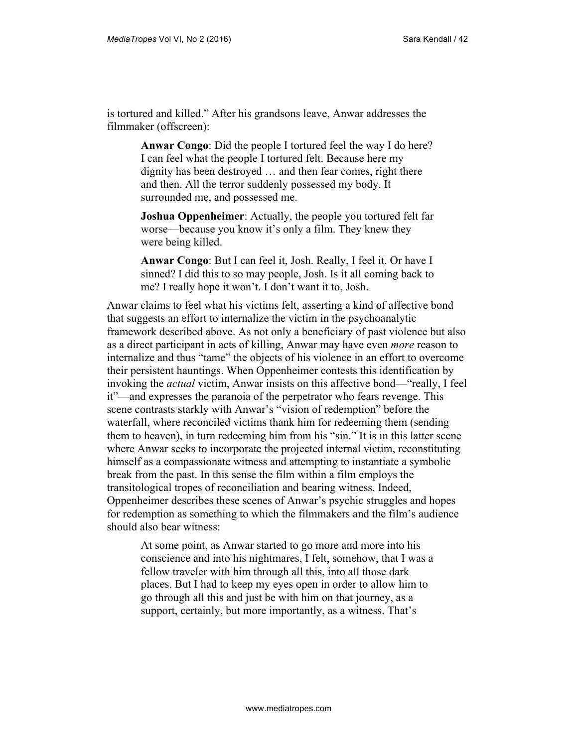is tortured and killed." After his grandsons leave, Anwar addresses the filmmaker (offscreen):

> **Anwar Congo**: Did the people I tortured feel the way I do here? I can feel what the people I tortured felt. Because here my dignity has been destroyed … and then fear comes, right there and then. All the terror suddenly possessed my body. It surrounded me, and possessed me.
>
> **Joshua Oppenheimer**: Actually, the people you tortured felt far worse—because you know it's only a film. They knew they were being killed.
>
> **Anwar Congo**: But I can feel it, Josh. Really, I feel it. Or have I sinned? I did this to so may people, Josh. Is it all coming back to me? I really hope it won't. I don't want it to, Josh.

Anwar claims to feel what his victims felt, asserting a kind of affective bond that suggests an effort to internalize the victim in the psychoanalytic framework described above. As not only a beneficiary of past violence but also as a direct participant in acts of killing, Anwar may have even *more* reason to internalize and thus "tame" the objects of his violence in an effort to overcome their persistent hauntings. When Oppenheimer contests this identification by invoking the *actual* victim, Anwar insists on this affective bond—"really, I feel it"—and expresses the paranoia of the perpetrator who fears revenge. This scene contrasts starkly with Anwar's "vision of redemption" before the waterfall, where reconciled victims thank him for redeeming them (sending them to heaven), in turn redeeming him from his "sin." It is in this latter scene where Anwar seeks to incorporate the projected internal victim, reconstituting himself as a compassionate witness and attempting to instantiate a symbolic break from the past. In this sense the film within a film employs the transitological tropes of reconciliation and bearing witness. Indeed, Oppenheimer describes these scenes of Anwar's psychic struggles and hopes for redemption as something to which the filmmakers and the film's audience should also bear witness:

> At some point, as Anwar started to go more and more into his conscience and into his nightmares, I felt, somehow, that I was a fellow traveler with him through all this, into all those dark places. But I had to keep my eyes open in order to allow him to go through all this and just be with him on that journey, as a support, certainly, but more importantly, as a witness. That's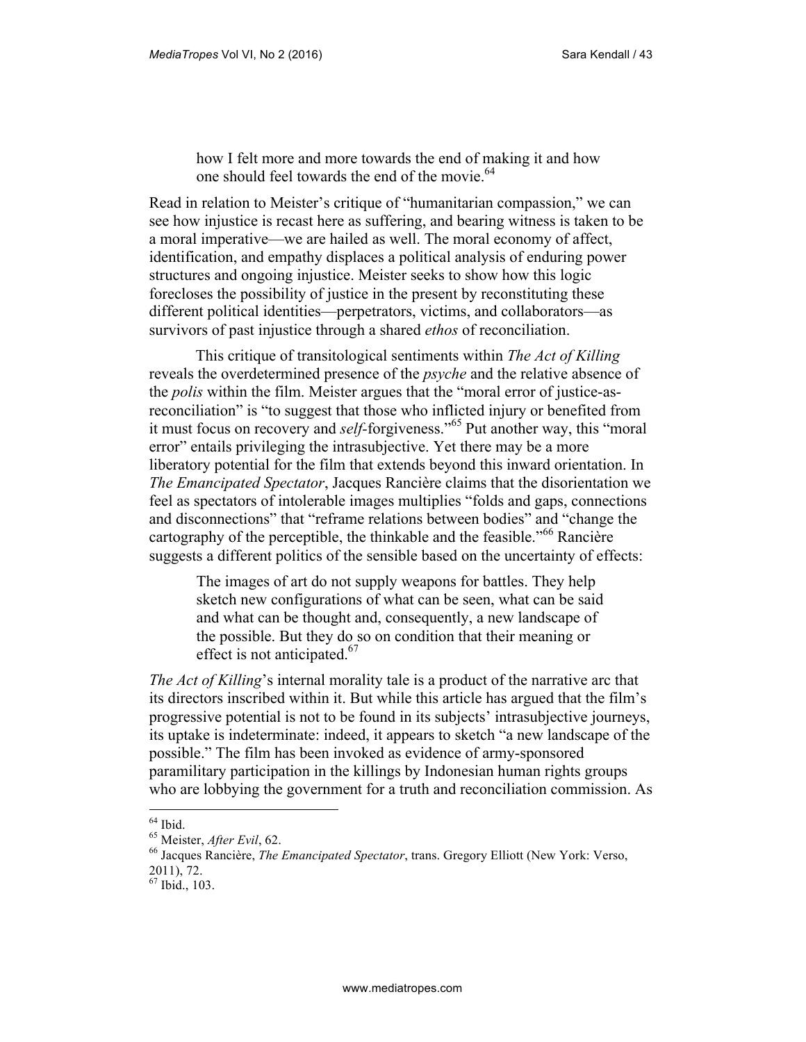> how I felt more and more towards the end of making it and how one should feel towards the end of the movie.[64]

Read in relation to Meister's critique of "humanitarian compassion," we can see how injustice is recast here as suffering, and bearing witness is taken to be a moral imperative—we are hailed as well. The moral economy of affect, identification, and empathy displaces a political analysis of enduring power structures and ongoing injustice. Meister seeks to show how this logic forecloses the possibility of justice in the present by reconstituting these different political identities—perpetrators, victims, and collaborators—as survivors of past injustice through a shared *ethos* of reconciliation.

This critique of transitological sentiments within *The Act of Killing* reveals the overdetermined presence of the *psyche* and the relative absence of the *polis* within the film. Meister argues that the "moral error of justice-as-reconciliation" is "to suggest that those who inflicted injury or benefited from it must focus on recovery and *self*-forgiveness."[65] Put another way, this "moral error" entails privileging the intrasubjective. Yet there may be a more liberatory potential for the film that extends beyond this inward orientation. In *The Emancipated Spectator*, Jacques Rancière claims that the disorientation we feel as spectators of intolerable images multiplies "folds and gaps, connections and disconnections" that "reframe relations between bodies" and "change the cartography of the perceptible, the thinkable and the feasible."[66] Rancière suggests a different politics of the sensible based on the uncertainty of effects:

> The images of art do not supply weapons for battles. They help sketch new configurations of what can be seen, what can be said and what can be thought and, consequently, a new landscape of the possible. But they do so on condition that their meaning or effect is not anticipated.[67]

*The Act of Killing*'s internal morality tale is a product of the narrative arc that its directors inscribed within it. But while this article has argued that the film's progressive potential is not to be found in its subjects' intrasubjective journeys, its uptake is indeterminate: indeed, it appears to sketch "a new landscape of the possible." The film has been invoked as evidence of army-sponsored paramilitary participation in the killings by Indonesian human rights groups who are lobbying the government for a truth and reconciliation commission. As

---

[64] Ibid.

[65] Meister, *After Evil*, 62.

[66] Jacques Rancière, *The Emancipated Spectator*, trans. Gregory Elliott (New York: Verso, 2011), 72.

[67] Ibid., 103.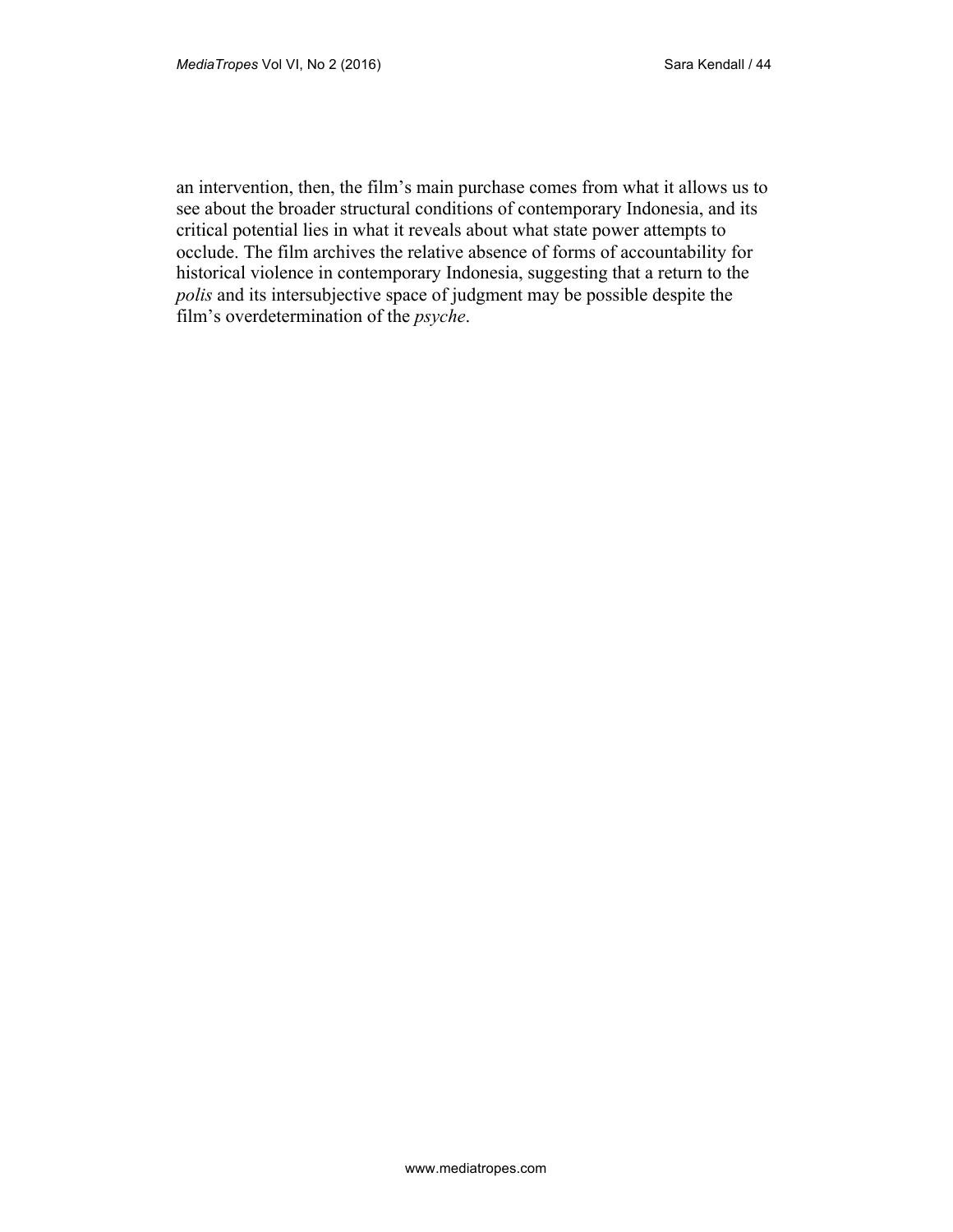an intervention, then, the film's main purchase comes from what it allows us to see about the broader structural conditions of contemporary Indonesia, and its critical potential lies in what it reveals about what state power attempts to occlude. The film archives the relative absence of forms of accountability for historical violence in contemporary Indonesia, suggesting that a return to the *polis* and its intersubjective space of judgment may be possible despite the film's overdetermination of the *psyche*.